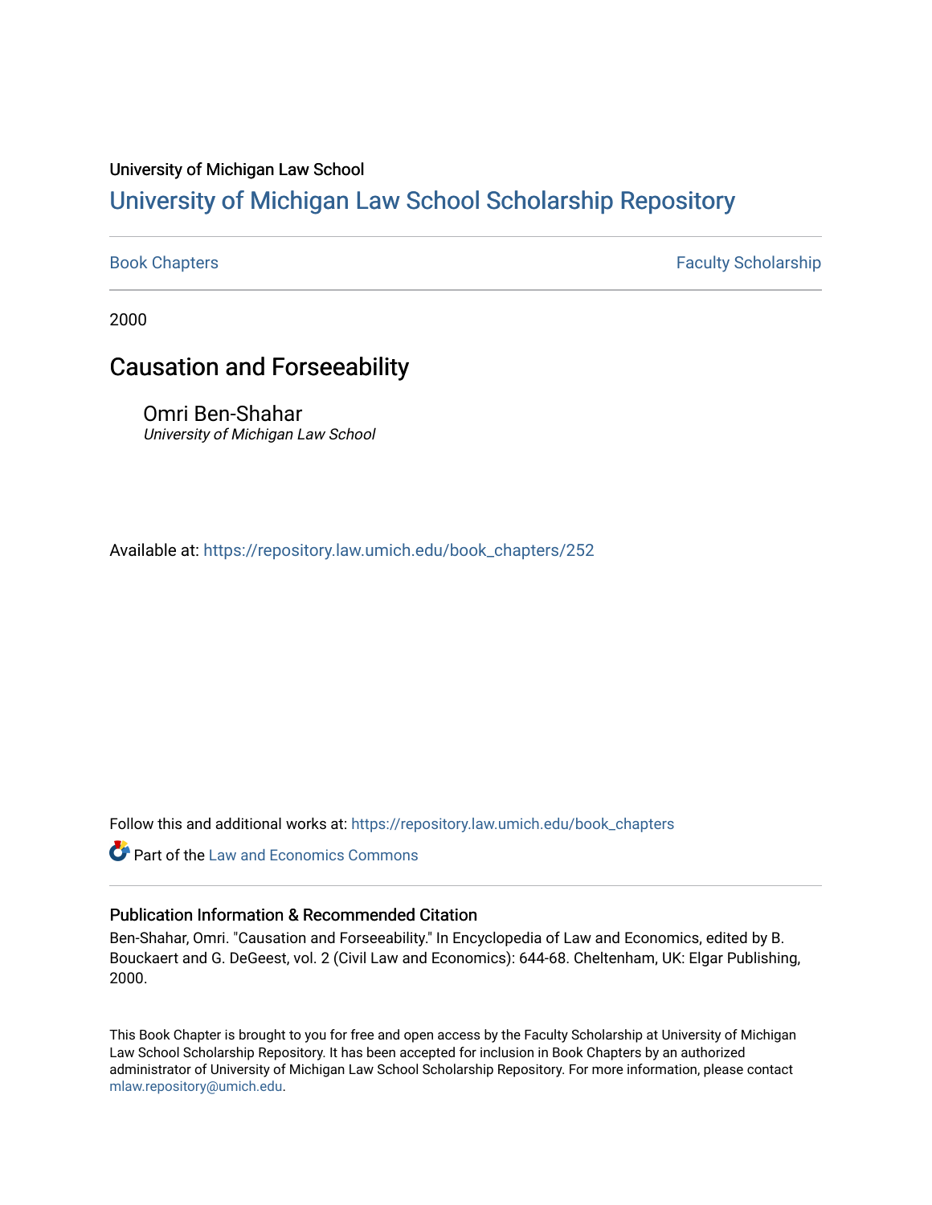University of Michigan Law School

## University of Michigan Law School Scholarship Repository

Book Chapters | Faculty Scholarship

2000

# Causation and Forseeability

Omri Ben-Shahar
*University of Michigan Law School*

Available at: https://repository.law.umich.edu/book_chapters/252

Follow this and additional works at: https://repository.law.umich.edu/book_chapters

Part of the Law and Economics Commons

### Publication Information & Recommended Citation

Ben-Shahar, Omri. "Causation and Forseeability." In Encyclopedia of Law and Economics, edited by B. Bouckaert and G. DeGeest, vol. 2 (Civil Law and Economics): 644-68. Cheltenham, UK: Elgar Publishing, 2000.

This Book Chapter is brought to you for free and open access by the Faculty Scholarship at University of Michigan Law School Scholarship Repository. It has been accepted for inclusion in Book Chapters by an authorized administrator of University of Michigan Law School Scholarship Repository. For more information, please contact mlaw.repository@umich.edu.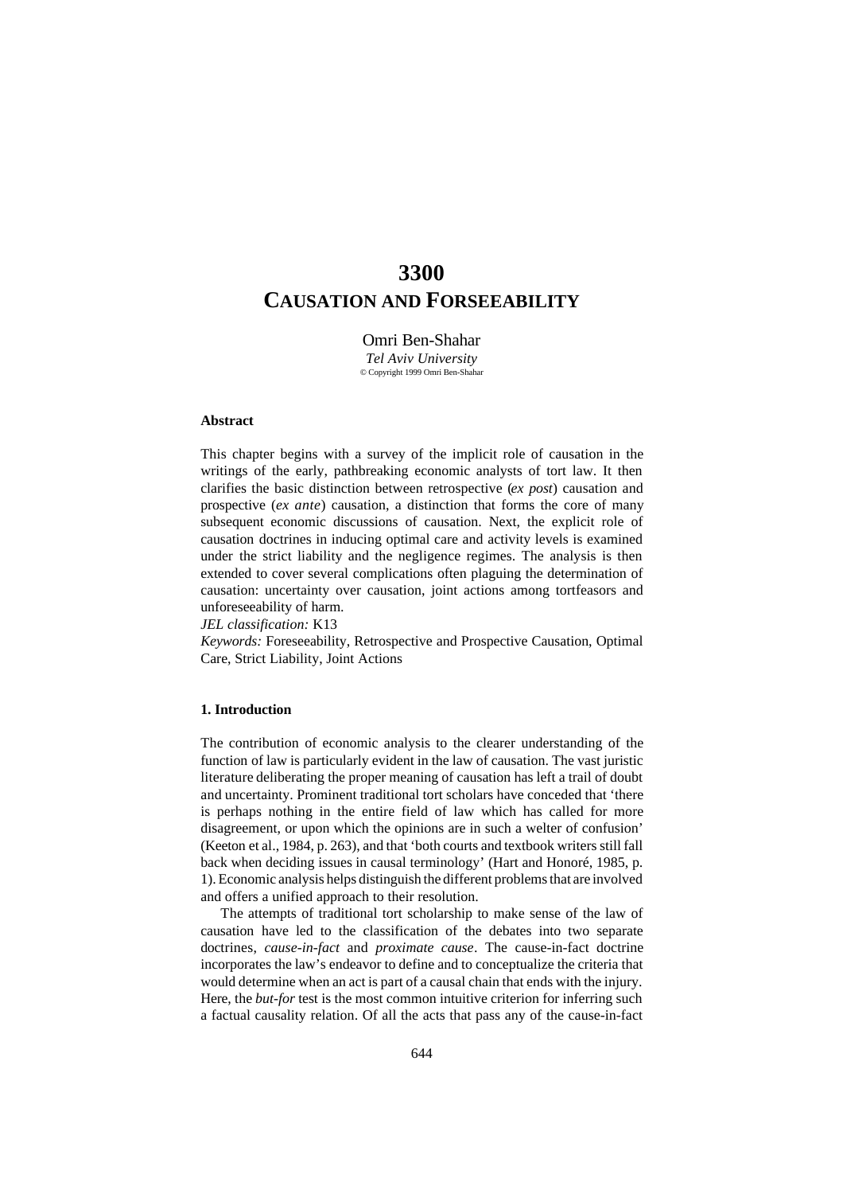# 3300
# CAUSATION AND FORSEEABILITY

Omri Ben-Shahar
*Tel Aviv University*
© Copyright 1999 Omri Ben-Shahar

### Abstract

This chapter begins with a survey of the implicit role of causation in the writings of the early, pathbreaking economic analysts of tort law. It then clarifies the basic distinction between retrospective (*ex post*) causation and prospective (*ex ante*) causation, a distinction that forms the core of many subsequent economic discussions of causation. Next, the explicit role of causation doctrines in inducing optimal care and activity levels is examined under the strict liability and the negligence regimes. The analysis is then extended to cover several complications often plaguing the determination of causation: uncertainty over causation, joint actions among tortfeasors and unforeseeability of harm.
*JEL classification:* K13
*Keywords:* Foreseeability, Retrospective and Prospective Causation, Optimal Care, Strict Liability, Joint Actions

### 1. Introduction

The contribution of economic analysis to the clearer understanding of the function of law is particularly evident in the law of causation. The vast juristic literature deliberating the proper meaning of causation has left a trail of doubt and uncertainty. Prominent traditional tort scholars have conceded that 'there is perhaps nothing in the entire field of law which has called for more disagreement, or upon which the opinions are in such a welter of confusion' (Keeton et al., 1984, p. 263), and that 'both courts and textbook writers still fall back when deciding issues in causal terminology' (Hart and Honoré, 1985, p. 1). Economic analysis helps distinguish the different problems that are involved and offers a unified approach to their resolution.

The attempts of traditional tort scholarship to make sense of the law of causation have led to the classification of the debates into two separate doctrines, *cause-in-fact* and *proximate cause*. The cause-in-fact doctrine incorporates the law's endeavor to define and to conceptualize the criteria that would determine when an act is part of a causal chain that ends with the injury. Here, the *but-for* test is the most common intuitive criterion for inferring such a factual causality relation. Of all the acts that pass any of the cause-in-fact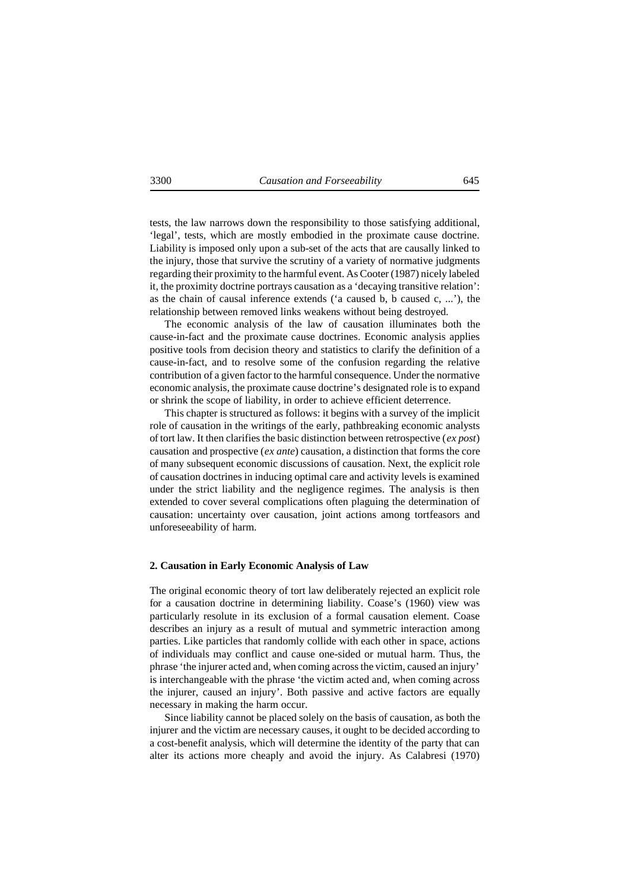tests, the law narrows down the responsibility to those satisfying additional, 'legal', tests, which are mostly embodied in the proximate cause doctrine. Liability is imposed only upon a sub-set of the acts that are causally linked to the injury, those that survive the scrutiny of a variety of normative judgments regarding their proximity to the harmful event. As Cooter (1987) nicely labeled it, the proximity doctrine portrays causation as a 'decaying transitive relation': as the chain of causal inference extends ('a caused b, b caused c, ...'), the relationship between removed links weakens without being destroyed.

The economic analysis of the law of causation illuminates both the cause-in-fact and the proximate cause doctrines. Economic analysis applies positive tools from decision theory and statistics to clarify the definition of a cause-in-fact, and to resolve some of the confusion regarding the relative contribution of a given factor to the harmful consequence. Under the normative economic analysis, the proximate cause doctrine's designated role is to expand or shrink the scope of liability, in order to achieve efficient deterrence.

This chapter is structured as follows: it begins with a survey of the implicit role of causation in the writings of the early, pathbreaking economic analysts of tort law. It then clarifies the basic distinction between retrospective (*ex post*) causation and prospective (*ex ante*) causation, a distinction that forms the core of many subsequent economic discussions of causation. Next, the explicit role of causation doctrines in inducing optimal care and activity levels is examined under the strict liability and the negligence regimes. The analysis is then extended to cover several complications often plaguing the determination of causation: uncertainty over causation, joint actions among tortfeasors and unforeseeability of harm.

## 2. Causation in Early Economic Analysis of Law

The original economic theory of tort law deliberately rejected an explicit role for a causation doctrine in determining liability. Coase's (1960) view was particularly resolute in its exclusion of a formal causation element. Coase describes an injury as a result of mutual and symmetric interaction among parties. Like particles that randomly collide with each other in space, actions of individuals may conflict and cause one-sided or mutual harm. Thus, the phrase 'the injurer acted and, when coming across the victim, caused an injury' is interchangeable with the phrase 'the victim acted and, when coming across the injurer, caused an injury'. Both passive and active factors are equally necessary in making the harm occur.

Since liability cannot be placed solely on the basis of causation, as both the injurer and the victim are necessary causes, it ought to be decided according to a cost-benefit analysis, which will determine the identity of the party that can alter its actions more cheaply and avoid the injury. As Calabresi (1970)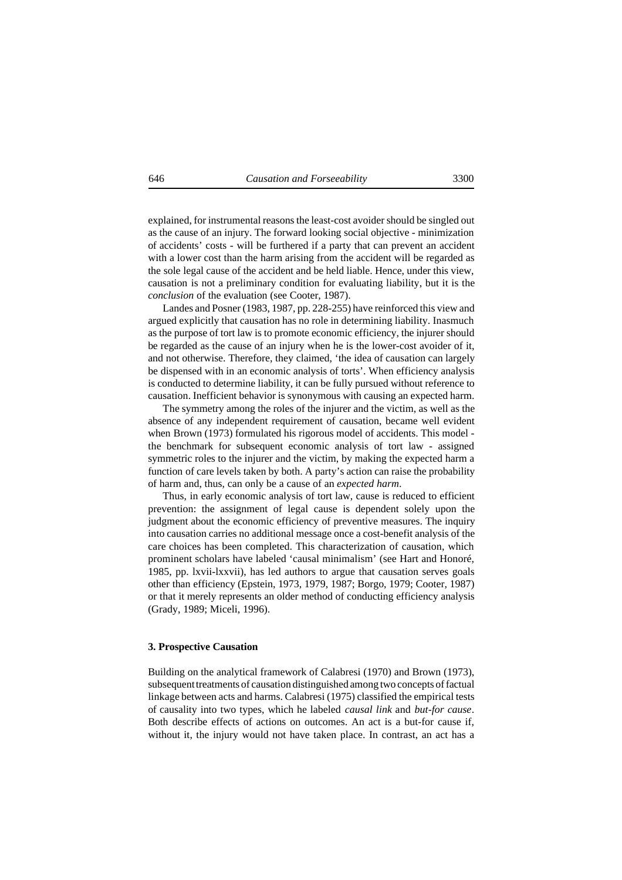explained, for instrumental reasons the least-cost avoider should be singled out as the cause of an injury. The forward looking social objective - minimization of accidents' costs - will be furthered if a party that can prevent an accident with a lower cost than the harm arising from the accident will be regarded as the sole legal cause of the accident and be held liable. Hence, under this view, causation is not a preliminary condition for evaluating liability, but it is the *conclusion* of the evaluation (see Cooter, 1987).

Landes and Posner (1983, 1987, pp. 228-255) have reinforced this view and argued explicitly that causation has no role in determining liability. Inasmuch as the purpose of tort law is to promote economic efficiency, the injurer should be regarded as the cause of an injury when he is the lower-cost avoider of it, and not otherwise. Therefore, they claimed, 'the idea of causation can largely be dispensed with in an economic analysis of torts'. When efficiency analysis is conducted to determine liability, it can be fully pursued without reference to causation. Inefficient behavior is synonymous with causing an expected harm.

The symmetry among the roles of the injurer and the victim, as well as the absence of any independent requirement of causation, became well evident when Brown (1973) formulated his rigorous model of accidents. This model - the benchmark for subsequent economic analysis of tort law - assigned symmetric roles to the injurer and the victim, by making the expected harm a function of care levels taken by both. A party's action can raise the probability of harm and, thus, can only be a cause of an *expected harm*.

Thus, in early economic analysis of tort law, cause is reduced to efficient prevention: the assignment of legal cause is dependent solely upon the judgment about the economic efficiency of preventive measures. The inquiry into causation carries no additional message once a cost-benefit analysis of the care choices has been completed. This characterization of causation, which prominent scholars have labeled 'causal minimalism' (see Hart and Honoré, 1985, pp. lxvii-lxxvii), has led authors to argue that causation serves goals other than efficiency (Epstein, 1973, 1979, 1987; Borgo, 1979; Cooter, 1987) or that it merely represents an older method of conducting efficiency analysis (Grady, 1989; Miceli, 1996).

### 3. Prospective Causation

Building on the analytical framework of Calabresi (1970) and Brown (1973), subsequent treatments of causation distinguished among two concepts of factual linkage between acts and harms. Calabresi (1975) classified the empirical tests of causality into two types, which he labeled *causal link* and *but-for cause*. Both describe effects of actions on outcomes. An act is a but-for cause if, without it, the injury would not have taken place. In contrast, an act has a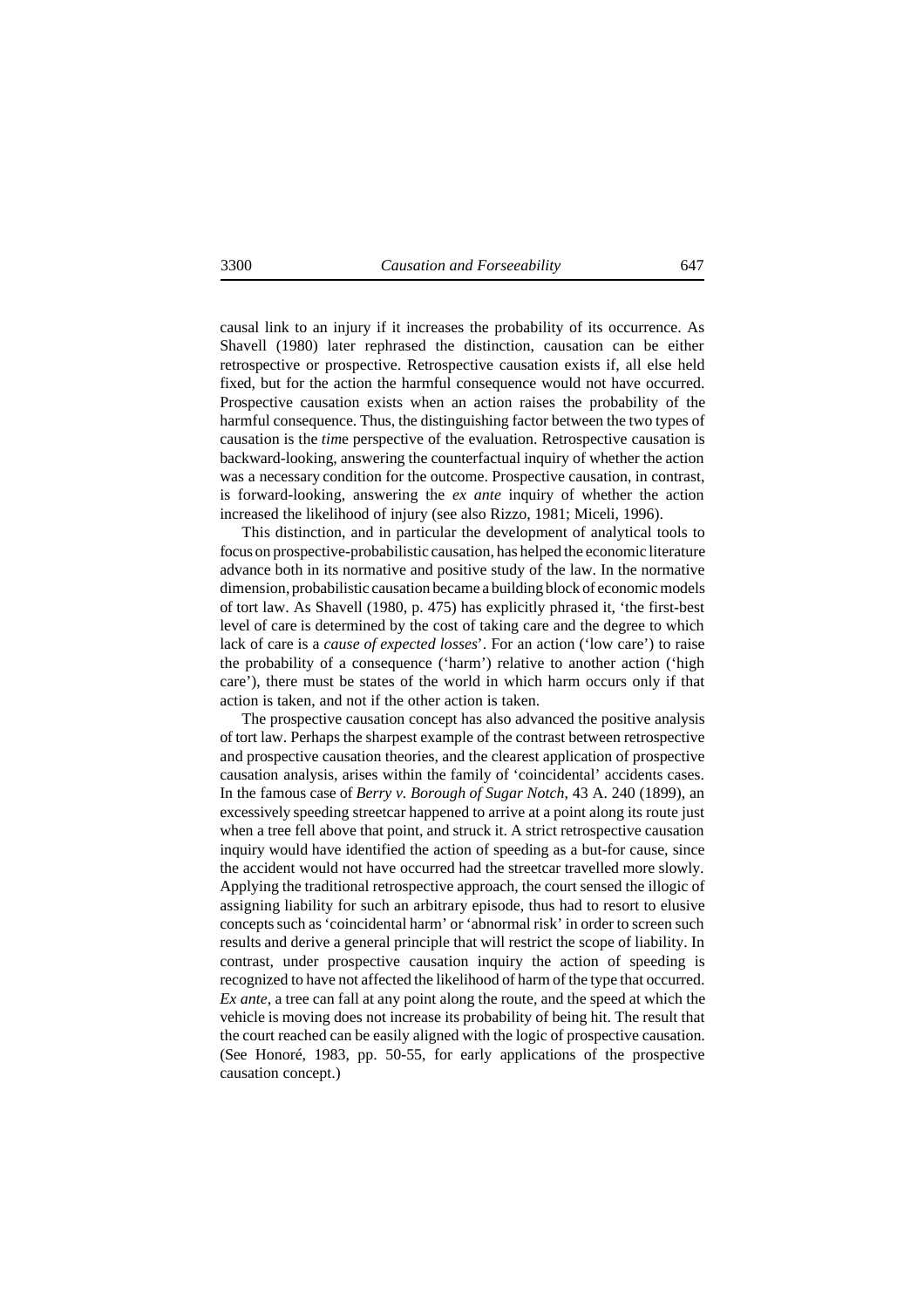causal link to an injury if it increases the probability of its occurrence. As Shavell (1980) later rephrased the distinction, causation can be either retrospective or prospective. Retrospective causation exists if, all else held fixed, but for the action the harmful consequence would not have occurred. Prospective causation exists when an action raises the probability of the harmful consequence. Thus, the distinguishing factor between the two types of causation is the *tim*e perspective of the evaluation. Retrospective causation is backward-looking, answering the counterfactual inquiry of whether the action was a necessary condition for the outcome. Prospective causation, in contrast, is forward-looking, answering the *ex ante* inquiry of whether the action increased the likelihood of injury (see also Rizzo, 1981; Miceli, 1996).

This distinction, and in particular the development of analytical tools to focus on prospective-probabilistic causation, has helped the economic literature advance both in its normative and positive study of the law. In the normative dimension, probabilistic causation became a building block of economic models of tort law. As Shavell (1980, p. 475) has explicitly phrased it, 'the first-best level of care is determined by the cost of taking care and the degree to which lack of care is a *cause of expected losses*'. For an action ('low care') to raise the probability of a consequence ('harm') relative to another action ('high care'), there must be states of the world in which harm occurs only if that action is taken, and not if the other action is taken.

The prospective causation concept has also advanced the positive analysis of tort law. Perhaps the sharpest example of the contrast between retrospective and prospective causation theories, and the clearest application of prospective causation analysis, arises within the family of 'coincidental' accidents cases. In the famous case of *Berry v. Borough of Sugar Notch*, 43 A. 240 (1899), an excessively speeding streetcar happened to arrive at a point along its route just when a tree fell above that point, and struck it. A strict retrospective causation inquiry would have identified the action of speeding as a but-for cause, since the accident would not have occurred had the streetcar travelled more slowly. Applying the traditional retrospective approach, the court sensed the illogic of assigning liability for such an arbitrary episode, thus had to resort to elusive concepts such as 'coincidental harm' or 'abnormal risk' in order to screen such results and derive a general principle that will restrict the scope of liability. In contrast, under prospective causation inquiry the action of speeding is recognized to have not affected the likelihood of harm of the type that occurred. *Ex ante*, a tree can fall at any point along the route, and the speed at which the vehicle is moving does not increase its probability of being hit. The result that the court reached can be easily aligned with the logic of prospective causation. (See Honoré, 1983, pp. 50-55, for early applications of the prospective causation concept.)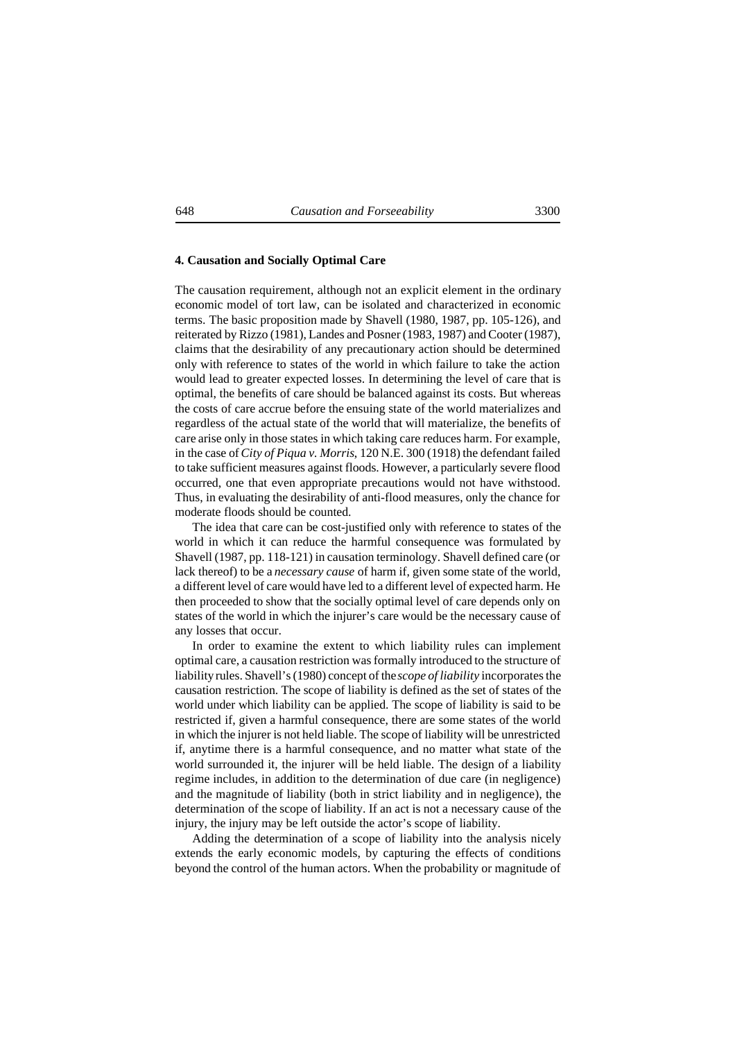### 4. Causation and Socially Optimal Care

The causation requirement, although not an explicit element in the ordinary economic model of tort law, can be isolated and characterized in economic terms. The basic proposition made by Shavell (1980, 1987, pp. 105-126), and reiterated by Rizzo (1981), Landes and Posner (1983, 1987) and Cooter (1987), claims that the desirability of any precautionary action should be determined only with reference to states of the world in which failure to take the action would lead to greater expected losses. In determining the level of care that is optimal, the benefits of care should be balanced against its costs. But whereas the costs of care accrue before the ensuing state of the world materializes and regardless of the actual state of the world that will materialize, the benefits of care arise only in those states in which taking care reduces harm. For example, in the case of *City of Piqua v. Morris*, 120 N.E. 300 (1918) the defendant failed to take sufficient measures against floods. However, a particularly severe flood occurred, one that even appropriate precautions would not have withstood. Thus, in evaluating the desirability of anti-flood measures, only the chance for moderate floods should be counted.

The idea that care can be cost-justified only with reference to states of the world in which it can reduce the harmful consequence was formulated by Shavell (1987, pp. 118-121) in causation terminology. Shavell defined care (or lack thereof) to be a *necessary cause* of harm if, given some state of the world, a different level of care would have led to a different level of expected harm. He then proceeded to show that the socially optimal level of care depends only on states of the world in which the injurer's care would be the necessary cause of any losses that occur.

In order to examine the extent to which liability rules can implement optimal care, a causation restriction was formally introduced to the structure of liability rules. Shavell's (1980) concept of the *scope of liability* incorporates the causation restriction. The scope of liability is defined as the set of states of the world under which liability can be applied. The scope of liability is said to be restricted if, given a harmful consequence, there are some states of the world in which the injurer is not held liable. The scope of liability will be unrestricted if, anytime there is a harmful consequence, and no matter what state of the world surrounded it, the injurer will be held liable. The design of a liability regime includes, in addition to the determination of due care (in negligence) and the magnitude of liability (both in strict liability and in negligence), the determination of the scope of liability. If an act is not a necessary cause of the injury, the injury may be left outside the actor's scope of liability.

Adding the determination of a scope of liability into the analysis nicely extends the early economic models, by capturing the effects of conditions beyond the control of the human actors. When the probability or magnitude of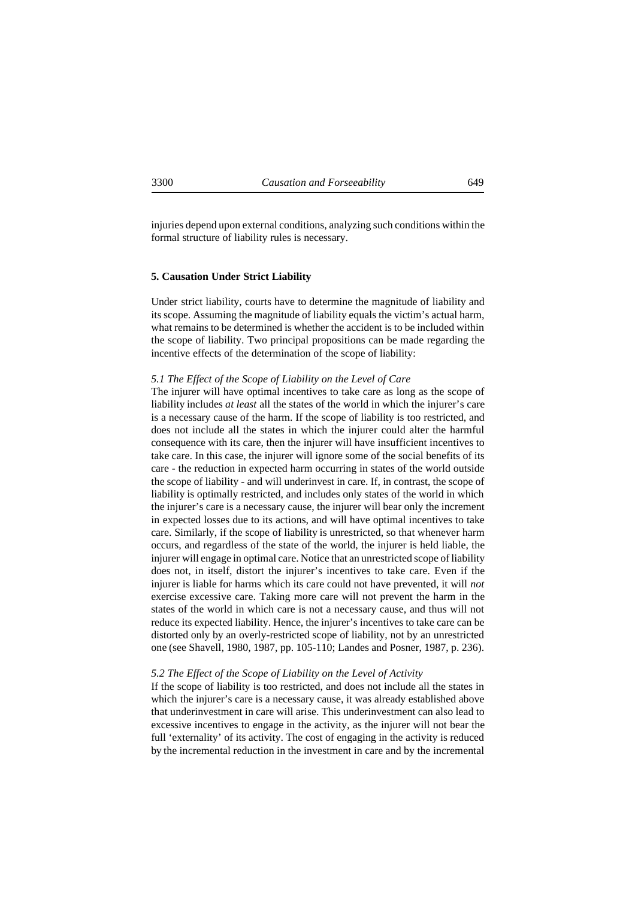injuries depend upon external conditions, analyzing such conditions within the formal structure of liability rules is necessary.

## 5. Causation Under Strict Liability

Under strict liability, courts have to determine the magnitude of liability and its scope. Assuming the magnitude of liability equals the victim's actual harm, what remains to be determined is whether the accident is to be included within the scope of liability. Two principal propositions can be made regarding the incentive effects of the determination of the scope of liability:

### *5.1 The Effect of the Scope of Liability on the Level of Care*

The injurer will have optimal incentives to take care as long as the scope of liability includes *at least* all the states of the world in which the injurer's care is a necessary cause of the harm. If the scope of liability is too restricted, and does not include all the states in which the injurer could alter the harmful consequence with its care, then the injurer will have insufficient incentives to take care. In this case, the injurer will ignore some of the social benefits of its care - the reduction in expected harm occurring in states of the world outside the scope of liability - and will underinvest in care. If, in contrast, the scope of liability is optimally restricted, and includes only states of the world in which the injurer's care is a necessary cause, the injurer will bear only the increment in expected losses due to its actions, and will have optimal incentives to take care. Similarly, if the scope of liability is unrestricted, so that whenever harm occurs, and regardless of the state of the world, the injurer is held liable, the injurer will engage in optimal care. Notice that an unrestricted scope of liability does not, in itself, distort the injurer's incentives to take care. Even if the injurer is liable for harms which its care could not have prevented, it will *not* exercise excessive care. Taking more care will not prevent the harm in the states of the world in which care is not a necessary cause, and thus will not reduce its expected liability. Hence, the injurer's incentives to take care can be distorted only by an overly-restricted scope of liability, not by an unrestricted one (see Shavell, 1980, 1987, pp. 105-110; Landes and Posner, 1987, p. 236).

### *5.2 The Effect of the Scope of Liability on the Level of Activity*

If the scope of liability is too restricted, and does not include all the states in which the injurer's care is a necessary cause, it was already established above that underinvestment in care will arise. This underinvestment can also lead to excessive incentives to engage in the activity, as the injurer will not bear the full 'externality' of its activity. The cost of engaging in the activity is reduced by the incremental reduction in the investment in care and by the incremental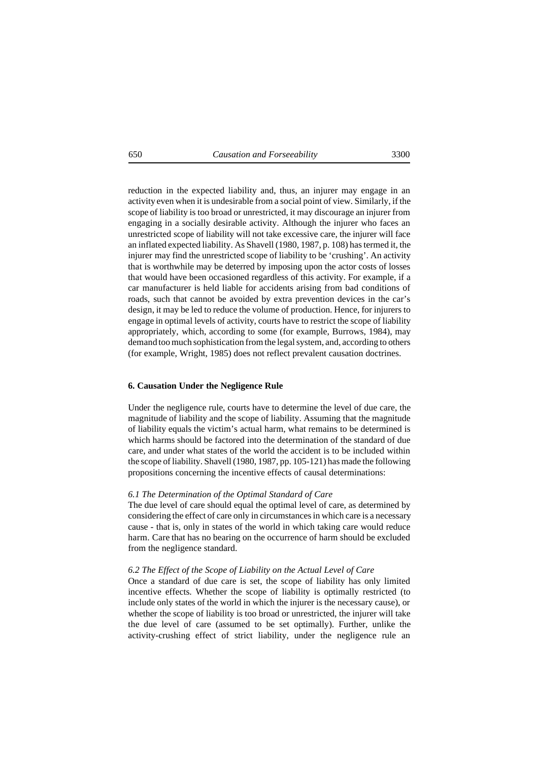reduction in the expected liability and, thus, an injurer may engage in an activity even when it is undesirable from a social point of view. Similarly, if the scope of liability is too broad or unrestricted, it may discourage an injurer from engaging in a socially desirable activity. Although the injurer who faces an unrestricted scope of liability will not take excessive care, the injurer will face an inflated expected liability. As Shavell (1980, 1987, p. 108) has termed it, the injurer may find the unrestricted scope of liability to be 'crushing'. An activity that is worthwhile may be deterred by imposing upon the actor costs of losses that would have been occasioned regardless of this activity. For example, if a car manufacturer is held liable for accidents arising from bad conditions of roads, such that cannot be avoided by extra prevention devices in the car's design, it may be led to reduce the volume of production. Hence, for injurers to engage in optimal levels of activity, courts have to restrict the scope of liability appropriately, which, according to some (for example, Burrows, 1984), may demand too much sophistication from the legal system, and, according to others (for example, Wright, 1985) does not reflect prevalent causation doctrines.

## 6. Causation Under the Negligence Rule

Under the negligence rule, courts have to determine the level of due care, the magnitude of liability and the scope of liability. Assuming that the magnitude of liability equals the victim's actual harm, what remains to be determined is which harms should be factored into the determination of the standard of due care, and under what states of the world the accident is to be included within the scope of liability. Shavell (1980, 1987, pp. 105-121) has made the following propositions concerning the incentive effects of causal determinations:

### *6.1 The Determination of the Optimal Standard of Care*

The due level of care should equal the optimal level of care, as determined by considering the effect of care only in circumstances in which care is a necessary cause - that is, only in states of the world in which taking care would reduce harm. Care that has no bearing on the occurrence of harm should be excluded from the negligence standard.

### *6.2 The Effect of the Scope of Liability on the Actual Level of Care*

Once a standard of due care is set, the scope of liability has only limited incentive effects. Whether the scope of liability is optimally restricted (to include only states of the world in which the injurer is the necessary cause), or whether the scope of liability is too broad or unrestricted, the injurer will take the due level of care (assumed to be set optimally). Further, unlike the activity-crushing effect of strict liability, under the negligence rule an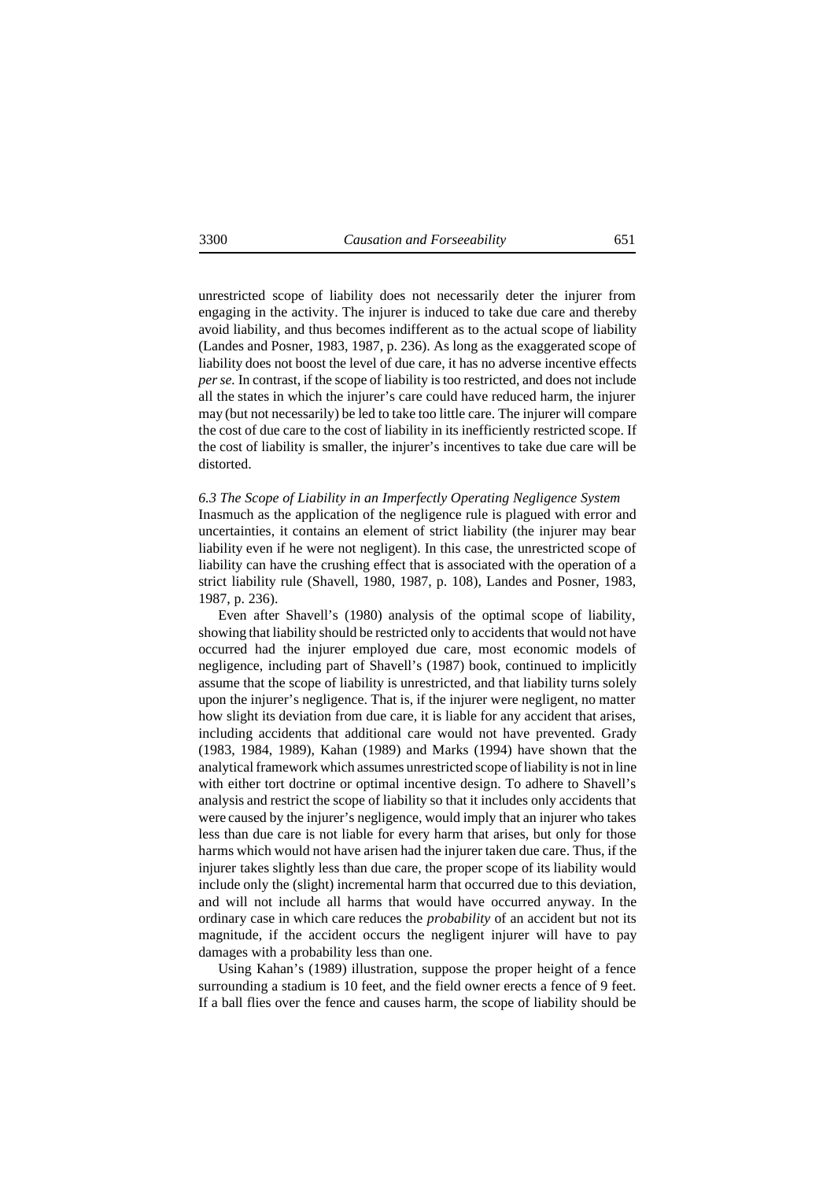unrestricted scope of liability does not necessarily deter the injurer from engaging in the activity. The injurer is induced to take due care and thereby avoid liability, and thus becomes indifferent as to the actual scope of liability (Landes and Posner, 1983, 1987, p. 236). As long as the exaggerated scope of liability does not boost the level of due care, it has no adverse incentive effects *per se.* In contrast, if the scope of liability is too restricted, and does not include all the states in which the injurer's care could have reduced harm, the injurer may (but not necessarily) be led to take too little care. The injurer will compare the cost of due care to the cost of liability in its inefficiently restricted scope. If the cost of liability is smaller, the injurer's incentives to take due care will be distorted.

### *6.3 The Scope of Liability in an Imperfectly Operating Negligence System*

Inasmuch as the application of the negligence rule is plagued with error and uncertainties, it contains an element of strict liability (the injurer may bear liability even if he were not negligent). In this case, the unrestricted scope of liability can have the crushing effect that is associated with the operation of a strict liability rule (Shavell, 1980, 1987, p. 108), Landes and Posner, 1983, 1987, p. 236).

Even after Shavell's (1980) analysis of the optimal scope of liability, showing that liability should be restricted only to accidents that would not have occurred had the injurer employed due care, most economic models of negligence, including part of Shavell's (1987) book, continued to implicitly assume that the scope of liability is unrestricted, and that liability turns solely upon the injurer's negligence. That is, if the injurer were negligent, no matter how slight its deviation from due care, it is liable for any accident that arises, including accidents that additional care would not have prevented. Grady (1983, 1984, 1989), Kahan (1989) and Marks (1994) have shown that the analytical framework which assumes unrestricted scope of liability is not in line with either tort doctrine or optimal incentive design. To adhere to Shavell's analysis and restrict the scope of liability so that it includes only accidents that were caused by the injurer's negligence, would imply that an injurer who takes less than due care is not liable for every harm that arises, but only for those harms which would not have arisen had the injurer taken due care. Thus, if the injurer takes slightly less than due care, the proper scope of its liability would include only the (slight) incremental harm that occurred due to this deviation, and will not include all harms that would have occurred anyway. In the ordinary case in which care reduces the *probability* of an accident but not its magnitude, if the accident occurs the negligent injurer will have to pay damages with a probability less than one.

Using Kahan's (1989) illustration, suppose the proper height of a fence surrounding a stadium is 10 feet, and the field owner erects a fence of 9 feet. If a ball flies over the fence and causes harm, the scope of liability should be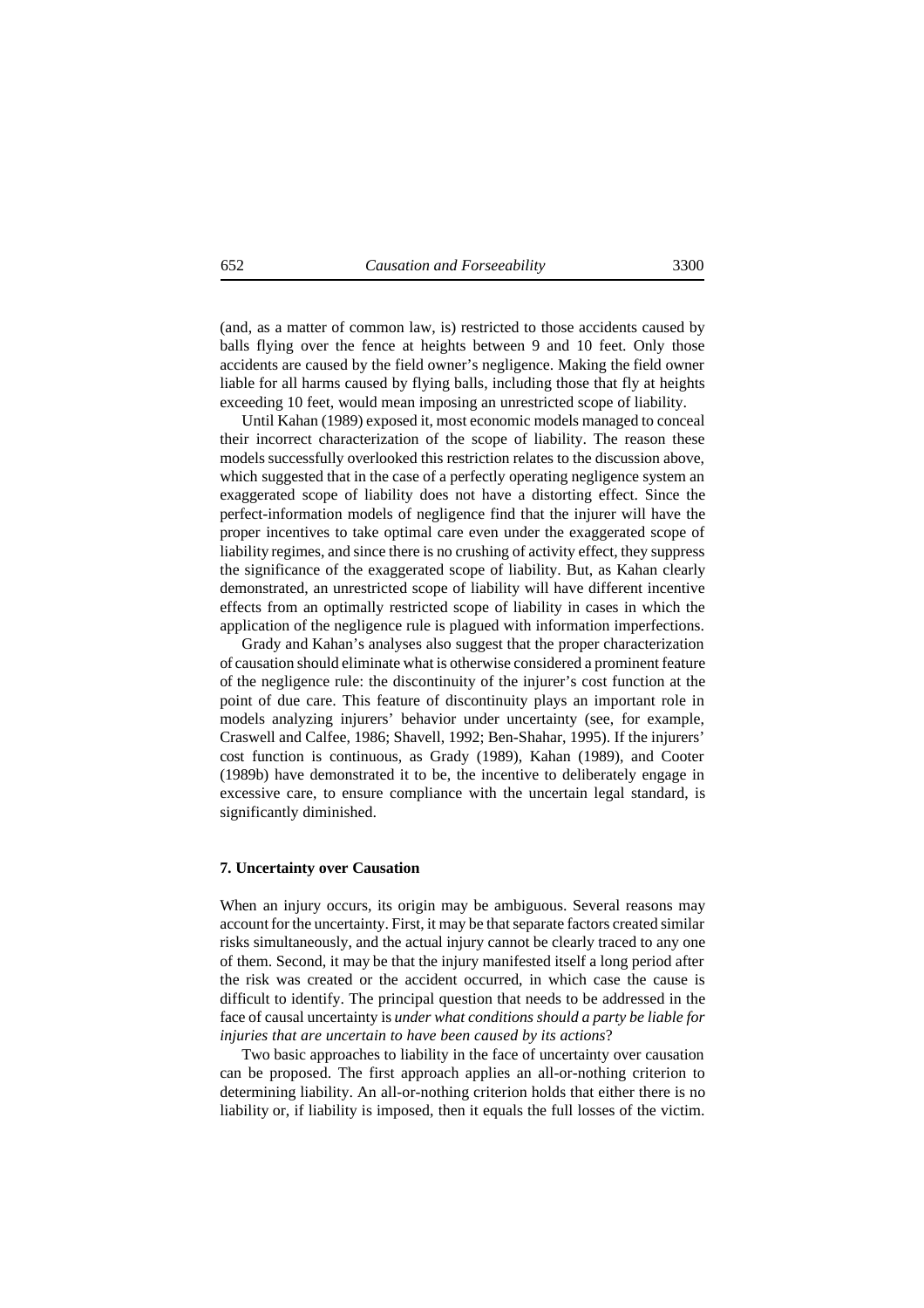(and, as a matter of common law, is) restricted to those accidents caused by balls flying over the fence at heights between 9 and 10 feet. Only those accidents are caused by the field owner's negligence. Making the field owner liable for all harms caused by flying balls, including those that fly at heights exceeding 10 feet, would mean imposing an unrestricted scope of liability.

Until Kahan (1989) exposed it, most economic models managed to conceal their incorrect characterization of the scope of liability. The reason these models successfully overlooked this restriction relates to the discussion above, which suggested that in the case of a perfectly operating negligence system an exaggerated scope of liability does not have a distorting effect. Since the perfect-information models of negligence find that the injurer will have the proper incentives to take optimal care even under the exaggerated scope of liability regimes, and since there is no crushing of activity effect, they suppress the significance of the exaggerated scope of liability. But, as Kahan clearly demonstrated, an unrestricted scope of liability will have different incentive effects from an optimally restricted scope of liability in cases in which the application of the negligence rule is plagued with information imperfections.

Grady and Kahan's analyses also suggest that the proper characterization of causation should eliminate what is otherwise considered a prominent feature of the negligence rule: the discontinuity of the injurer's cost function at the point of due care. This feature of discontinuity plays an important role in models analyzing injurers' behavior under uncertainty (see, for example, Craswell and Calfee, 1986; Shavell, 1992; Ben-Shahar, 1995). If the injurers' cost function is continuous, as Grady (1989), Kahan (1989), and Cooter (1989b) have demonstrated it to be, the incentive to deliberately engage in excessive care, to ensure compliance with the uncertain legal standard, is significantly diminished.

## 7. Uncertainty over Causation

When an injury occurs, its origin may be ambiguous. Several reasons may account for the uncertainty. First, it may be that separate factors created similar risks simultaneously, and the actual injury cannot be clearly traced to any one of them. Second, it may be that the injury manifested itself a long period after the risk was created or the accident occurred, in which case the cause is difficult to identify. The principal question that needs to be addressed in the face of causal uncertainty is *under what conditions should a party be liable for injuries that are uncertain to have been caused by its actions*?

Two basic approaches to liability in the face of uncertainty over causation can be proposed. The first approach applies an all-or-nothing criterion to determining liability. An all-or-nothing criterion holds that either there is no liability or, if liability is imposed, then it equals the full losses of the victim.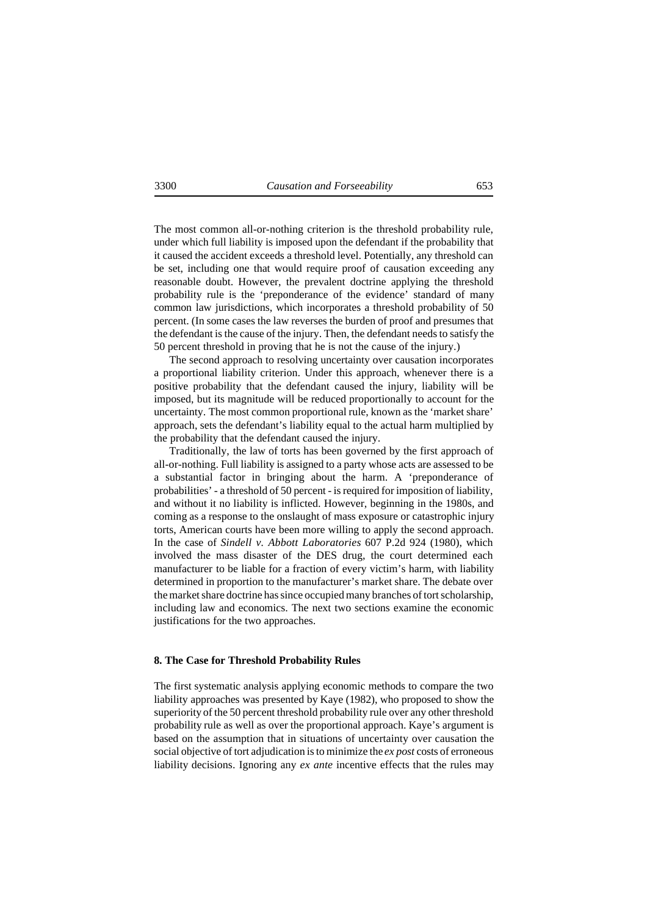The most common all-or-nothing criterion is the threshold probability rule, under which full liability is imposed upon the defendant if the probability that it caused the accident exceeds a threshold level. Potentially, any threshold can be set, including one that would require proof of causation exceeding any reasonable doubt. However, the prevalent doctrine applying the threshold probability rule is the 'preponderance of the evidence' standard of many common law jurisdictions, which incorporates a threshold probability of 50 percent. (In some cases the law reverses the burden of proof and presumes that the defendant is the cause of the injury. Then, the defendant needs to satisfy the 50 percent threshold in proving that he is not the cause of the injury.)

The second approach to resolving uncertainty over causation incorporates a proportional liability criterion. Under this approach, whenever there is a positive probability that the defendant caused the injury, liability will be imposed, but its magnitude will be reduced proportionally to account for the uncertainty. The most common proportional rule, known as the 'market share' approach, sets the defendant's liability equal to the actual harm multiplied by the probability that the defendant caused the injury.

Traditionally, the law of torts has been governed by the first approach of all-or-nothing. Full liability is assigned to a party whose acts are assessed to be a substantial factor in bringing about the harm. A 'preponderance of probabilities' - a threshold of 50 percent - is required for imposition of liability, and without it no liability is inflicted. However, beginning in the 1980s, and coming as a response to the onslaught of mass exposure or catastrophic injury torts, American courts have been more willing to apply the second approach. In the case of *Sindell v. Abbott Laboratories* 607 P.2d 924 (1980), which involved the mass disaster of the DES drug, the court determined each manufacturer to be liable for a fraction of every victim's harm, with liability determined in proportion to the manufacturer's market share. The debate over the market share doctrine has since occupied many branches of tort scholarship, including law and economics. The next two sections examine the economic justifications for the two approaches.

### 8. The Case for Threshold Probability Rules

The first systematic analysis applying economic methods to compare the two liability approaches was presented by Kaye (1982), who proposed to show the superiority of the 50 percent threshold probability rule over any other threshold probability rule as well as over the proportional approach. Kaye's argument is based on the assumption that in situations of uncertainty over causation the social objective of tort adjudication is to minimize the *ex post* costs of erroneous liability decisions. Ignoring any *ex ante* incentive effects that the rules may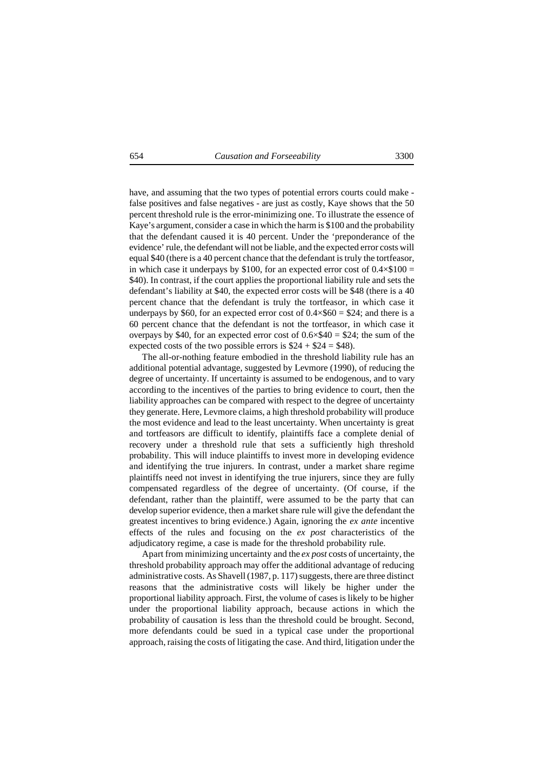have, and assuming that the two types of potential errors courts could make - false positives and false negatives - are just as costly, Kaye shows that the 50 percent threshold rule is the error-minimizing one. To illustrate the essence of Kaye's argument, consider a case in which the harm is \$100 and the probability that the defendant caused it is 40 percent. Under the 'preponderance of the evidence' rule, the defendant will not be liable, and the expected error costs will equal \$40 (there is a 40 percent chance that the defendant is truly the tortfeasor, in which case it underpays by \$100, for an expected error cost of $0.4 \times \$100 = \$40$). In contrast, if the court applies the proportional liability rule and sets the defendant's liability at \$40, the expected error costs will be \$48 (there is a 40 percent chance that the defendant is truly the tortfeasor, in which case it underpays by \$60, for an expected error cost of $0.4 \times \$60 = \$24$; and there is a 60 percent chance that the defendant is not the tortfeasor, in which case it overpays by \$40, for an expected error cost of $0.6 \times \$40 = \$24$; the sum of the expected costs of the two possible errors is $\$24 + \$24 = \$48$).

The all-or-nothing feature embodied in the threshold liability rule has an additional potential advantage, suggested by Levmore (1990), of reducing the degree of uncertainty. If uncertainty is assumed to be endogenous, and to vary according to the incentives of the parties to bring evidence to court, then the liability approaches can be compared with respect to the degree of uncertainty they generate. Here, Levmore claims, a high threshold probability will produce the most evidence and lead to the least uncertainty. When uncertainty is great and tortfeasors are difficult to identify, plaintiffs face a complete denial of recovery under a threshold rule that sets a sufficiently high threshold probability. This will induce plaintiffs to invest more in developing evidence and identifying the true injurers. In contrast, under a market share regime plaintiffs need not invest in identifying the true injurers, since they are fully compensated regardless of the degree of uncertainty. (Of course, if the defendant, rather than the plaintiff, were assumed to be the party that can develop superior evidence, then a market share rule will give the defendant the greatest incentives to bring evidence.) Again, ignoring the *ex ante* incentive effects of the rules and focusing on the *ex post* characteristics of the adjudicatory regime, a case is made for the threshold probability rule.

Apart from minimizing uncertainty and the *ex post* costs of uncertainty, the threshold probability approach may offer the additional advantage of reducing administrative costs. As Shavell (1987, p. 117) suggests, there are three distinct reasons that the administrative costs will likely be higher under the proportional liability approach. First, the volume of cases is likely to be higher under the proportional liability approach, because actions in which the probability of causation is less than the threshold could be brought. Second, more defendants could be sued in a typical case under the proportional approach, raising the costs of litigating the case. And third, litigation under the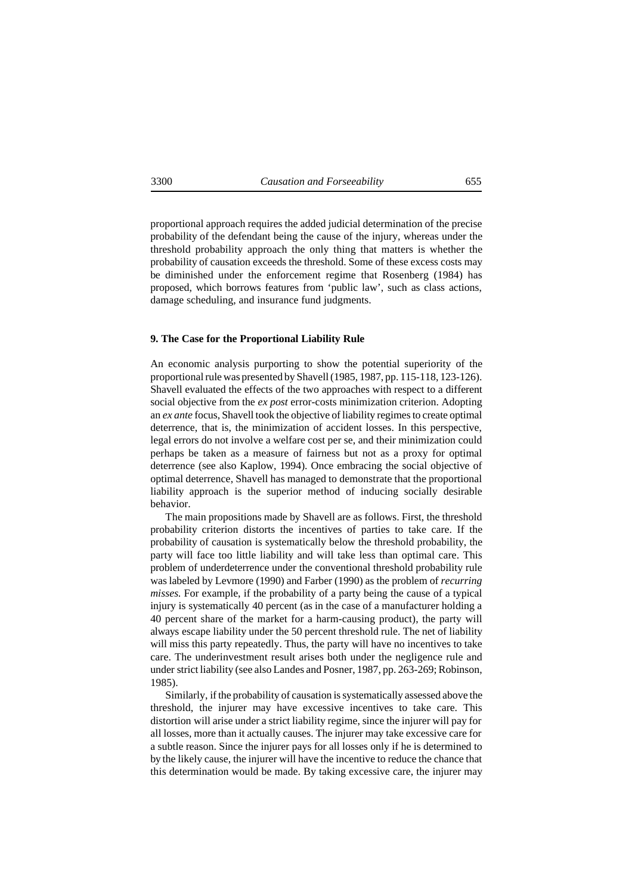proportional approach requires the added judicial determination of the precise probability of the defendant being the cause of the injury, whereas under the threshold probability approach the only thing that matters is whether the probability of causation exceeds the threshold. Some of these excess costs may be diminished under the enforcement regime that Rosenberg (1984) has proposed, which borrows features from 'public law', such as class actions, damage scheduling, and insurance fund judgments.

### 9. The Case for the Proportional Liability Rule

An economic analysis purporting to show the potential superiority of the proportional rule was presented by Shavell (1985, 1987, pp. 115-118, 123-126). Shavell evaluated the effects of the two approaches with respect to a different social objective from the *ex post* error-costs minimization criterion. Adopting an *ex ante* focus, Shavell took the objective of liability regimes to create optimal deterrence, that is, the minimization of accident losses. In this perspective, legal errors do not involve a welfare cost per se, and their minimization could perhaps be taken as a measure of fairness but not as a proxy for optimal deterrence (see also Kaplow, 1994). Once embracing the social objective of optimal deterrence, Shavell has managed to demonstrate that the proportional liability approach is the superior method of inducing socially desirable behavior.

The main propositions made by Shavell are as follows. First, the threshold probability criterion distorts the incentives of parties to take care. If the probability of causation is systematically below the threshold probability, the party will face too little liability and will take less than optimal care. This problem of underdeterrence under the conventional threshold probability rule was labeled by Levmore (1990) and Farber (1990) as the problem of *recurring misses.* For example, if the probability of a party being the cause of a typical injury is systematically 40 percent (as in the case of a manufacturer holding a 40 percent share of the market for a harm-causing product), the party will always escape liability under the 50 percent threshold rule. The net of liability will miss this party repeatedly. Thus, the party will have no incentives to take care. The underinvestment result arises both under the negligence rule and under strict liability (see also Landes and Posner, 1987, pp. 263-269; Robinson, 1985).

Similarly, if the probability of causation is systematically assessed above the threshold, the injurer may have excessive incentives to take care. This distortion will arise under a strict liability regime, since the injurer will pay for all losses, more than it actually causes. The injurer may take excessive care for a subtle reason. Since the injurer pays for all losses only if he is determined to by the likely cause, the injurer will have the incentive to reduce the chance that this determination would be made. By taking excessive care, the injurer may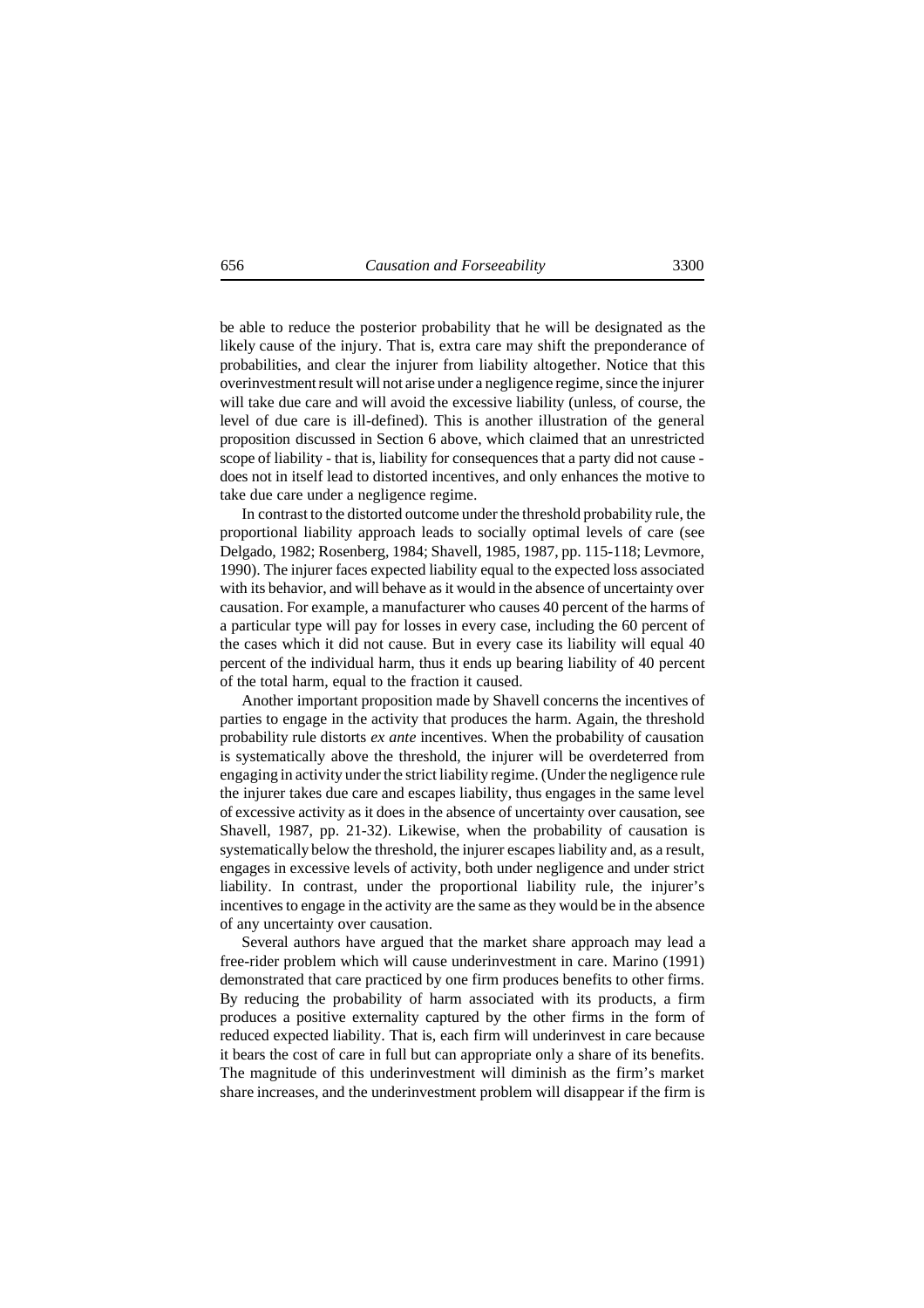be able to reduce the posterior probability that he will be designated as the likely cause of the injury. That is, extra care may shift the preponderance of probabilities, and clear the injurer from liability altogether. Notice that this overinvestment result will not arise under a negligence regime, since the injurer will take due care and will avoid the excessive liability (unless, of course, the level of due care is ill-defined). This is another illustration of the general proposition discussed in Section 6 above, which claimed that an unrestricted scope of liability - that is, liability for consequences that a party did not cause - does not in itself lead to distorted incentives, and only enhances the motive to take due care under a negligence regime.

In contrast to the distorted outcome under the threshold probability rule, the proportional liability approach leads to socially optimal levels of care (see Delgado, 1982; Rosenberg, 1984; Shavell, 1985, 1987, pp. 115-118; Levmore, 1990). The injurer faces expected liability equal to the expected loss associated with its behavior, and will behave as it would in the absence of uncertainty over causation. For example, a manufacturer who causes 40 percent of the harms of a particular type will pay for losses in every case, including the 60 percent of the cases which it did not cause. But in every case its liability will equal 40 percent of the individual harm, thus it ends up bearing liability of 40 percent of the total harm, equal to the fraction it caused.

Another important proposition made by Shavell concerns the incentives of parties to engage in the activity that produces the harm. Again, the threshold probability rule distorts *ex ante* incentives. When the probability of causation is systematically above the threshold, the injurer will be overdeterred from engaging in activity under the strict liability regime. (Under the negligence rule the injurer takes due care and escapes liability, thus engages in the same level of excessive activity as it does in the absence of uncertainty over causation, see Shavell, 1987, pp. 21-32). Likewise, when the probability of causation is systematically below the threshold, the injurer escapes liability and, as a result, engages in excessive levels of activity, both under negligence and under strict liability. In contrast, under the proportional liability rule, the injurer's incentives to engage in the activity are the same as they would be in the absence of any uncertainty over causation.

Several authors have argued that the market share approach may lead a free-rider problem which will cause underinvestment in care. Marino (1991) demonstrated that care practiced by one firm produces benefits to other firms. By reducing the probability of harm associated with its products, a firm produces a positive externality captured by the other firms in the form of reduced expected liability. That is, each firm will underinvest in care because it bears the cost of care in full but can appropriate only a share of its benefits. The magnitude of this underinvestment will diminish as the firm's market share increases, and the underinvestment problem will disappear if the firm is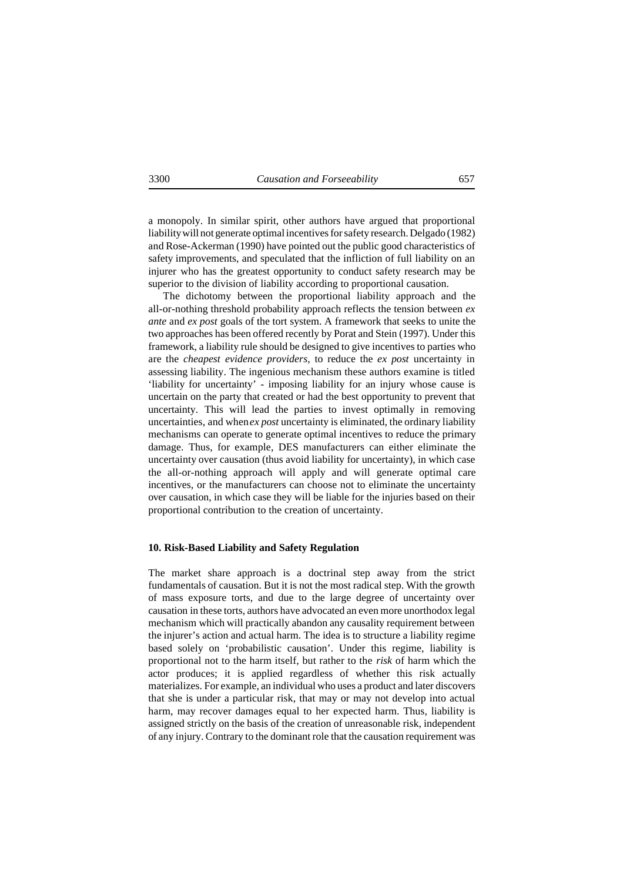a monopoly. In similar spirit, other authors have argued that proportional liability will not generate optimal incentives for safety research. Delgado (1982) and Rose-Ackerman (1990) have pointed out the public good characteristics of safety improvements, and speculated that the infliction of full liability on an injurer who has the greatest opportunity to conduct safety research may be superior to the division of liability according to proportional causation.

The dichotomy between the proportional liability approach and the all-or-nothing threshold probability approach reflects the tension between *ex ante* and *ex post* goals of the tort system. A framework that seeks to unite the two approaches has been offered recently by Porat and Stein (1997). Under this framework, a liability rule should be designed to give incentives to parties who are the *cheapest evidence providers*, to reduce the *ex post* uncertainty in assessing liability. The ingenious mechanism these authors examine is titled 'liability for uncertainty' - imposing liability for an injury whose cause is uncertain on the party that created or had the best opportunity to prevent that uncertainty. This will lead the parties to invest optimally in removing uncertainties, and when *ex post* uncertainty is eliminated, the ordinary liability mechanisms can operate to generate optimal incentives to reduce the primary damage. Thus, for example, DES manufacturers can either eliminate the uncertainty over causation (thus avoid liability for uncertainty), in which case the all-or-nothing approach will apply and will generate optimal care incentives, or the manufacturers can choose not to eliminate the uncertainty over causation, in which case they will be liable for the injuries based on their proportional contribution to the creation of uncertainty.

## 10. Risk-Based Liability and Safety Regulation

The market share approach is a doctrinal step away from the strict fundamentals of causation. But it is not the most radical step. With the growth of mass exposure torts, and due to the large degree of uncertainty over causation in these torts, authors have advocated an even more unorthodox legal mechanism which will practically abandon any causality requirement between the injurer's action and actual harm. The idea is to structure a liability regime based solely on 'probabilistic causation'. Under this regime, liability is proportional not to the harm itself, but rather to the *risk* of harm which the actor produces; it is applied regardless of whether this risk actually materializes. For example, an individual who uses a product and later discovers that she is under a particular risk, that may or may not develop into actual harm, may recover damages equal to her expected harm. Thus, liability is assigned strictly on the basis of the creation of unreasonable risk, independent of any injury. Contrary to the dominant role that the causation requirement was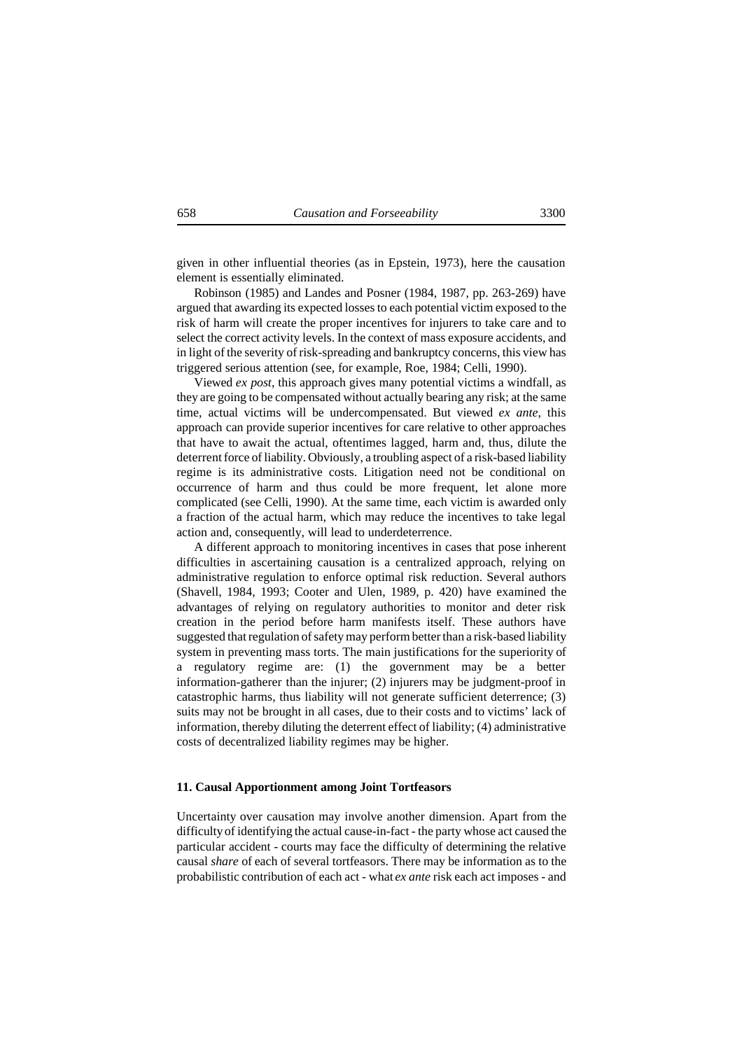given in other influential theories (as in Epstein, 1973), here the causation element is essentially eliminated.

Robinson (1985) and Landes and Posner (1984, 1987, pp. 263-269) have argued that awarding its expected losses to each potential victim exposed to the risk of harm will create the proper incentives for injurers to take care and to select the correct activity levels. In the context of mass exposure accidents, and in light of the severity of risk-spreading and bankruptcy concerns, this view has triggered serious attention (see, for example, Roe, 1984; Celli, 1990).

Viewed *ex post*, this approach gives many potential victims a windfall, as they are going to be compensated without actually bearing any risk; at the same time, actual victims will be undercompensated. But viewed *ex ante*, this approach can provide superior incentives for care relative to other approaches that have to await the actual, oftentimes lagged, harm and, thus, dilute the deterrent force of liability. Obviously, a troubling aspect of a risk-based liability regime is its administrative costs. Litigation need not be conditional on occurrence of harm and thus could be more frequent, let alone more complicated (see Celli, 1990). At the same time, each victim is awarded only a fraction of the actual harm, which may reduce the incentives to take legal action and, consequently, will lead to underdeterrence.

A different approach to monitoring incentives in cases that pose inherent difficulties in ascertaining causation is a centralized approach, relying on administrative regulation to enforce optimal risk reduction. Several authors (Shavell, 1984, 1993; Cooter and Ulen, 1989, p. 420) have examined the advantages of relying on regulatory authorities to monitor and deter risk creation in the period before harm manifests itself. These authors have suggested that regulation of safety may perform better than a risk-based liability system in preventing mass torts. The main justifications for the superiority of a regulatory regime are: (1) the government may be a better information-gatherer than the injurer; (2) injurers may be judgment-proof in catastrophic harms, thus liability will not generate sufficient deterrence; (3) suits may not be brought in all cases, due to their costs and to victims' lack of information, thereby diluting the deterrent effect of liability; (4) administrative costs of decentralized liability regimes may be higher.

### 11. Causal Apportionment among Joint Tortfeasors

Uncertainty over causation may involve another dimension. Apart from the difficulty of identifying the actual cause-in-fact - the party whose act caused the particular accident - courts may face the difficulty of determining the relative causal *share* of each of several tortfeasors. There may be information as to the probabilistic contribution of each act - what *ex ante* risk each act imposes - and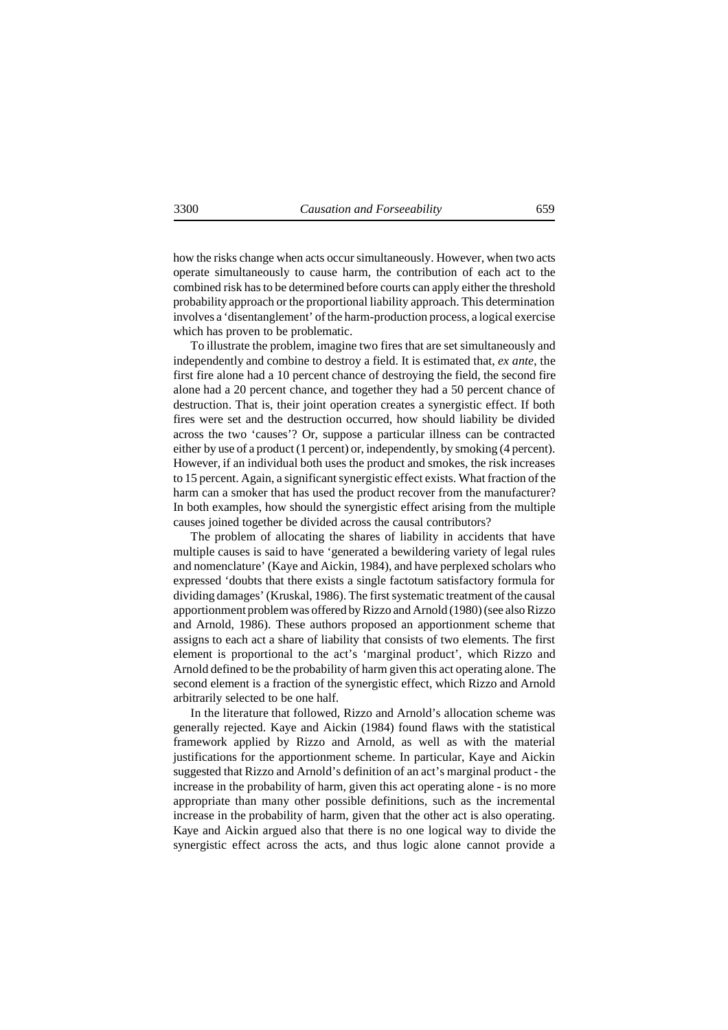how the risks change when acts occur simultaneously. However, when two acts operate simultaneously to cause harm, the contribution of each act to the combined risk has to be determined before courts can apply either the threshold probability approach or the proportional liability approach. This determination involves a 'disentanglement' of the harm-production process, a logical exercise which has proven to be problematic.

To illustrate the problem, imagine two fires that are set simultaneously and independently and combine to destroy a field. It is estimated that, *ex ante*, the first fire alone had a 10 percent chance of destroying the field, the second fire alone had a 20 percent chance, and together they had a 50 percent chance of destruction. That is, their joint operation creates a synergistic effect. If both fires were set and the destruction occurred, how should liability be divided across the two 'causes'? Or, suppose a particular illness can be contracted either by use of a product (1 percent) or, independently, by smoking (4 percent). However, if an individual both uses the product and smokes, the risk increases to 15 percent. Again, a significant synergistic effect exists. What fraction of the harm can a smoker that has used the product recover from the manufacturer? In both examples, how should the synergistic effect arising from the multiple causes joined together be divided across the causal contributors?

The problem of allocating the shares of liability in accidents that have multiple causes is said to have 'generated a bewildering variety of legal rules and nomenclature' (Kaye and Aickin, 1984), and have perplexed scholars who expressed 'doubts that there exists a single factotum satisfactory formula for dividing damages' (Kruskal, 1986). The first systematic treatment of the causal apportionment problem was offered by Rizzo and Arnold (1980) (see also Rizzo and Arnold, 1986). These authors proposed an apportionment scheme that assigns to each act a share of liability that consists of two elements. The first element is proportional to the act's 'marginal product', which Rizzo and Arnold defined to be the probability of harm given this act operating alone. The second element is a fraction of the synergistic effect, which Rizzo and Arnold arbitrarily selected to be one half.

In the literature that followed, Rizzo and Arnold's allocation scheme was generally rejected. Kaye and Aickin (1984) found flaws with the statistical framework applied by Rizzo and Arnold, as well as with the material justifications for the apportionment scheme. In particular, Kaye and Aickin suggested that Rizzo and Arnold's definition of an act's marginal product - the increase in the probability of harm, given this act operating alone - is no more appropriate than many other possible definitions, such as the incremental increase in the probability of harm, given that the other act is also operating. Kaye and Aickin argued also that there is no one logical way to divide the synergistic effect across the acts, and thus logic alone cannot provide a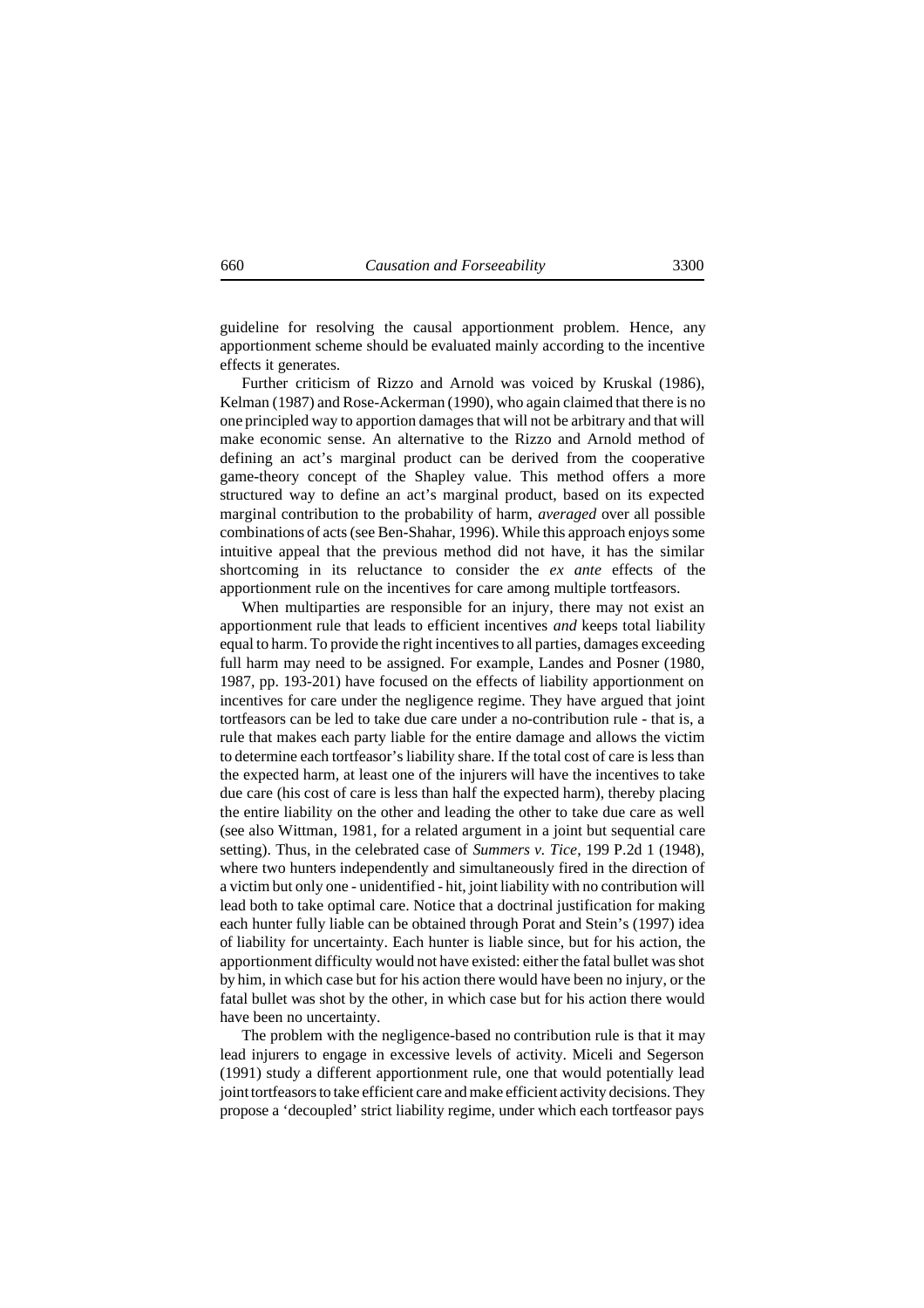guideline for resolving the causal apportionment problem. Hence, any apportionment scheme should be evaluated mainly according to the incentive effects it generates.

Further criticism of Rizzo and Arnold was voiced by Kruskal (1986), Kelman (1987) and Rose-Ackerman (1990), who again claimed that there is no one principled way to apportion damages that will not be arbitrary and that will make economic sense. An alternative to the Rizzo and Arnold method of defining an act's marginal product can be derived from the cooperative game-theory concept of the Shapley value. This method offers a more structured way to define an act's marginal product, based on its expected marginal contribution to the probability of harm, *averaged* over all possible combinations of acts (see Ben-Shahar, 1996). While this approach enjoys some intuitive appeal that the previous method did not have, it has the similar shortcoming in its reluctance to consider the *ex ante* effects of the apportionment rule on the incentives for care among multiple tortfeasors.

When multiparties are responsible for an injury, there may not exist an apportionment rule that leads to efficient incentives *and* keeps total liability equal to harm. To provide the right incentives to all parties, damages exceeding full harm may need to be assigned. For example, Landes and Posner (1980, 1987, pp. 193-201) have focused on the effects of liability apportionment on incentives for care under the negligence regime. They have argued that joint tortfeasors can be led to take due care under a no-contribution rule - that is, a rule that makes each party liable for the entire damage and allows the victim to determine each tortfeasor's liability share. If the total cost of care is less than the expected harm, at least one of the injurers will have the incentives to take due care (his cost of care is less than half the expected harm), thereby placing the entire liability on the other and leading the other to take due care as well (see also Wittman, 1981, for a related argument in a joint but sequential care setting). Thus, in the celebrated case of *Summers v. Tice*, 199 P.2d 1 (1948), where two hunters independently and simultaneously fired in the direction of a victim but only one - unidentified - hit, joint liability with no contribution will lead both to take optimal care. Notice that a doctrinal justification for making each hunter fully liable can be obtained through Porat and Stein's (1997) idea of liability for uncertainty. Each hunter is liable since, but for his action, the apportionment difficulty would not have existed: either the fatal bullet was shot by him, in which case but for his action there would have been no injury, or the fatal bullet was shot by the other, in which case but for his action there would have been no uncertainty.

The problem with the negligence-based no contribution rule is that it may lead injurers to engage in excessive levels of activity. Miceli and Segerson (1991) study a different apportionment rule, one that would potentially lead joint tortfeasors to take efficient care and make efficient activity decisions. They propose a 'decoupled' strict liability regime, under which each tortfeasor pays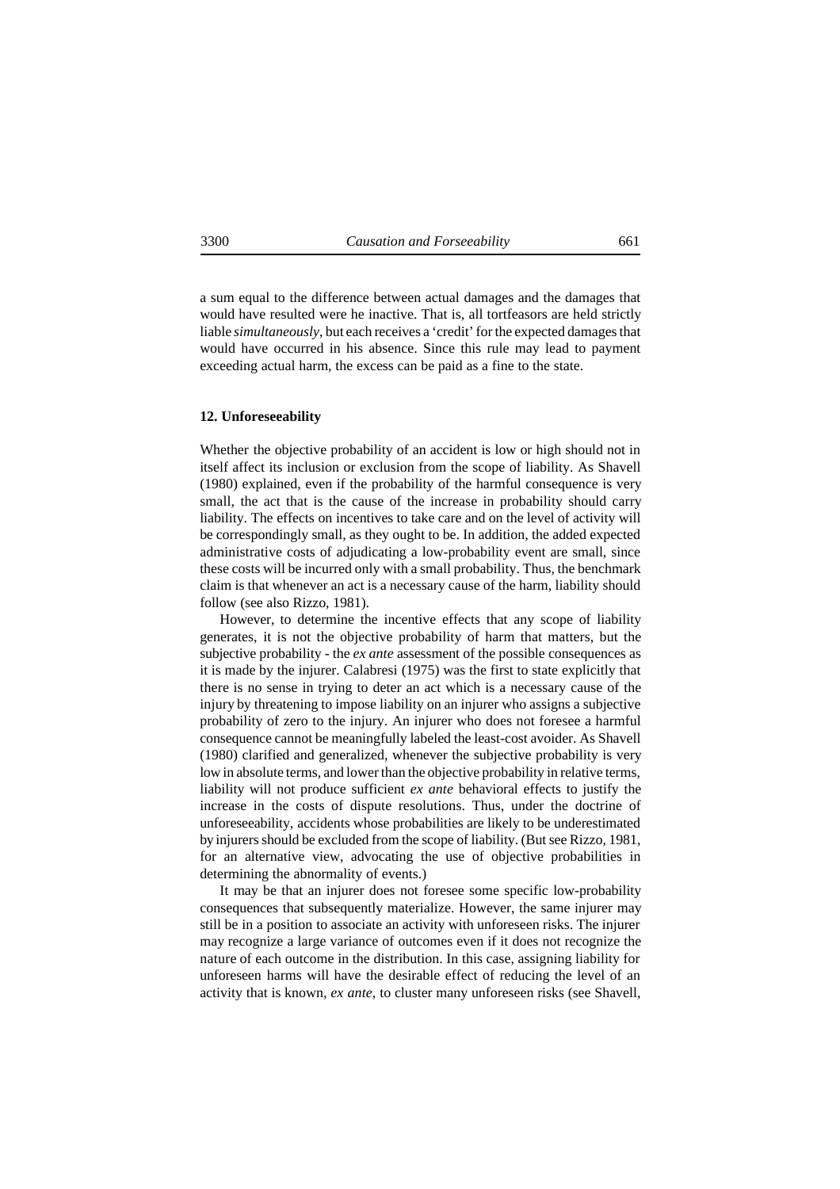a sum equal to the difference between actual damages and the damages that would have resulted were he inactive. That is, all tortfeasors are held strictly liable *simultaneously*, but each receives a 'credit' for the expected damages that would have occurred in his absence. Since this rule may lead to payment exceeding actual harm, the excess can be paid as a fine to the state.

**12. Unforeseeability**

Whether the objective probability of an accident is low or high should not in itself affect its inclusion or exclusion from the scope of liability. As Shavell (1980) explained, even if the probability of the harmful consequence is very small, the act that is the cause of the increase in probability should carry liability. The effects on incentives to take care and on the level of activity will be correspondingly small, as they ought to be. In addition, the added expected administrative costs of adjudicating a low-probability event are small, since these costs will be incurred only with a small probability. Thus, the benchmark claim is that whenever an act is a necessary cause of the harm, liability should follow (see also Rizzo, 1981).

However, to determine the incentive effects that any scope of liability generates, it is not the objective probability of harm that matters, but the subjective probability - the *ex ante* assessment of the possible consequences as it is made by the injurer. Calabresi (1975) was the first to state explicitly that there is no sense in trying to deter an act which is a necessary cause of the injury by threatening to impose liability on an injurer who assigns a subjective probability of zero to the injury. An injurer who does not foresee a harmful consequence cannot be meaningfully labeled the least-cost avoider. As Shavell (1980) clarified and generalized, whenever the subjective probability is very low in absolute terms, and lower than the objective probability in relative terms, liability will not produce sufficient *ex ante* behavioral effects to justify the increase in the costs of dispute resolutions. Thus, under the doctrine of unforeseeability, accidents whose probabilities are likely to be underestimated by injurers should be excluded from the scope of liability. (But see Rizzo, 1981, for an alternative view, advocating the use of objective probabilities in determining the abnormality of events.)

It may be that an injurer does not foresee some specific low-probability consequences that subsequently materialize. However, the same injurer may still be in a position to associate an activity with unforeseen risks. The injurer may recognize a large variance of outcomes even if it does not recognize the nature of each outcome in the distribution. In this case, assigning liability for unforeseen harms will have the desirable effect of reducing the level of an activity that is known, *ex ante*, to cluster many unforeseen risks (see Shavell,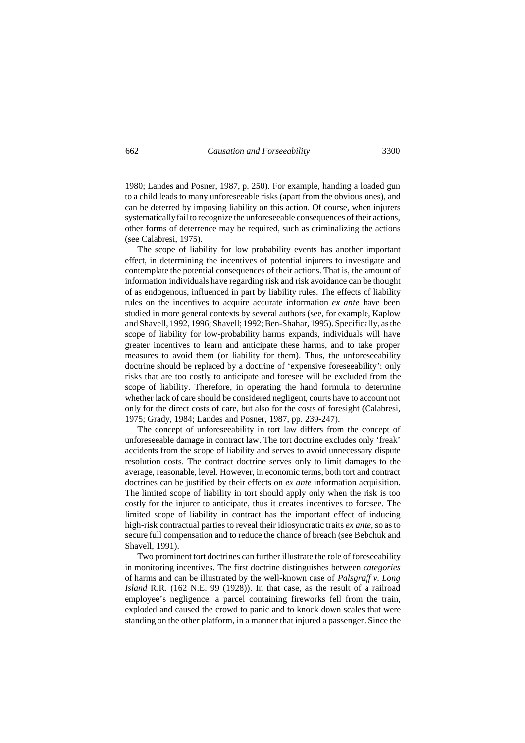1980; Landes and Posner, 1987, p. 250). For example, handing a loaded gun to a child leads to many unforeseeable risks (apart from the obvious ones), and can be deterred by imposing liability on this action. Of course, when injurers systematically fail to recognize the unforeseeable consequences of their actions, other forms of deterrence may be required, such as criminalizing the actions (see Calabresi, 1975).

The scope of liability for low probability events has another important effect, in determining the incentives of potential injurers to investigate and contemplate the potential consequences of their actions. That is, the amount of information individuals have regarding risk and risk avoidance can be thought of as endogenous, influenced in part by liability rules. The effects of liability rules on the incentives to acquire accurate information *ex ante* have been studied in more general contexts by several authors (see, for example, Kaplow and Shavell, 1992, 1996; Shavell; 1992; Ben-Shahar, 1995). Specifically, as the scope of liability for low-probability harms expands, individuals will have greater incentives to learn and anticipate these harms, and to take proper measures to avoid them (or liability for them). Thus, the unforeseeability doctrine should be replaced by a doctrine of 'expensive foreseeability': only risks that are too costly to anticipate and foresee will be excluded from the scope of liability. Therefore, in operating the hand formula to determine whether lack of care should be considered negligent, courts have to account not only for the direct costs of care, but also for the costs of foresight (Calabresi, 1975; Grady, 1984; Landes and Posner, 1987, pp. 239-247).

The concept of unforeseeability in tort law differs from the concept of unforeseeable damage in contract law. The tort doctrine excludes only 'freak' accidents from the scope of liability and serves to avoid unnecessary dispute resolution costs. The contract doctrine serves only to limit damages to the average, reasonable, level. However, in economic terms, both tort and contract doctrines can be justified by their effects on *ex ante* information acquisition. The limited scope of liability in tort should apply only when the risk is too costly for the injurer to anticipate, thus it creates incentives to foresee. The limited scope of liability in contract has the important effect of inducing high-risk contractual parties to reveal their idiosyncratic traits *ex ante*, so as to secure full compensation and to reduce the chance of breach (see Bebchuk and Shavell, 1991).

Two prominent tort doctrines can further illustrate the role of foreseeability in monitoring incentives. The first doctrine distinguishes between *categories* of harms and can be illustrated by the well-known case of *Palsgraff v. Long Island* R.R. (162 N.E. 99 (1928)). In that case, as the result of a railroad employee's negligence, a parcel containing fireworks fell from the train, exploded and caused the crowd to panic and to knock down scales that were standing on the other platform, in a manner that injured a passenger. Since the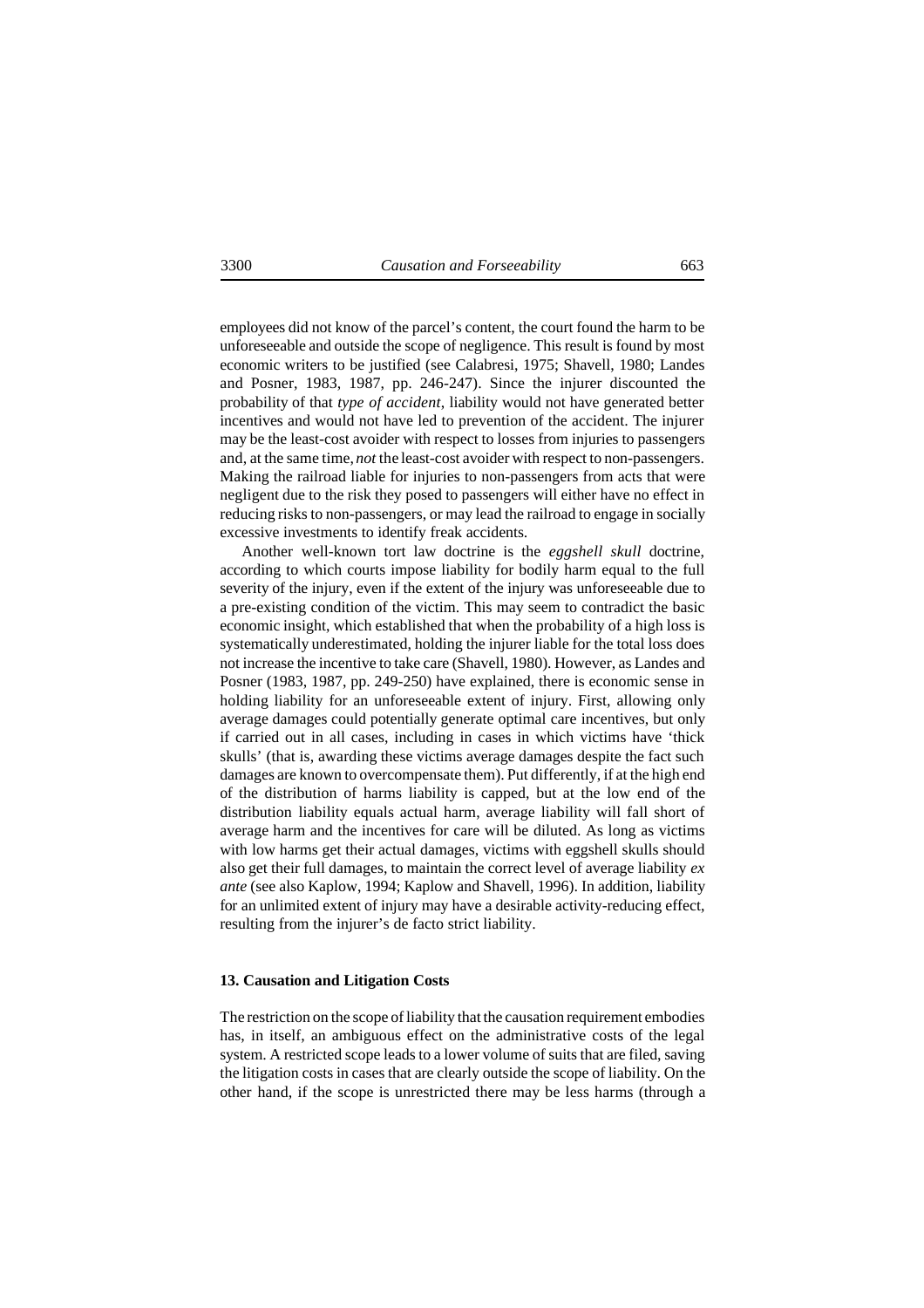employees did not know of the parcel's content, the court found the harm to be unforeseeable and outside the scope of negligence. This result is found by most economic writers to be justified (see Calabresi, 1975; Shavell, 1980; Landes and Posner, 1983, 1987, pp. 246-247). Since the injurer discounted the probability of that *type of accident*, liability would not have generated better incentives and would not have led to prevention of the accident. The injurer may be the least-cost avoider with respect to losses from injuries to passengers and, at the same time, *not* the least-cost avoider with respect to non-passengers. Making the railroad liable for injuries to non-passengers from acts that were negligent due to the risk they posed to passengers will either have no effect in reducing risks to non-passengers, or may lead the railroad to engage in socially excessive investments to identify freak accidents.

Another well-known tort law doctrine is the *eggshell skull* doctrine, according to which courts impose liability for bodily harm equal to the full severity of the injury, even if the extent of the injury was unforeseeable due to a pre-existing condition of the victim. This may seem to contradict the basic economic insight, which established that when the probability of a high loss is systematically underestimated, holding the injurer liable for the total loss does not increase the incentive to take care (Shavell, 1980). However, as Landes and Posner (1983, 1987, pp. 249-250) have explained, there is economic sense in holding liability for an unforeseeable extent of injury. First, allowing only average damages could potentially generate optimal care incentives, but only if carried out in all cases, including in cases in which victims have 'thick skulls' (that is, awarding these victims average damages despite the fact such damages are known to overcompensate them). Put differently, if at the high end of the distribution of harms liability is capped, but at the low end of the distribution liability equals actual harm, average liability will fall short of average harm and the incentives for care will be diluted. As long as victims with low harms get their actual damages, victims with eggshell skulls should also get their full damages, to maintain the correct level of average liability *ex ante* (see also Kaplow, 1994; Kaplow and Shavell, 1996). In addition, liability for an unlimited extent of injury may have a desirable activity-reducing effect, resulting from the injurer's de facto strict liability.

### 13. Causation and Litigation Costs

The restriction on the scope of liability that the causation requirement embodies has, in itself, an ambiguous effect on the administrative costs of the legal system. A restricted scope leads to a lower volume of suits that are filed, saving the litigation costs in cases that are clearly outside the scope of liability. On the other hand, if the scope is unrestricted there may be less harms (through a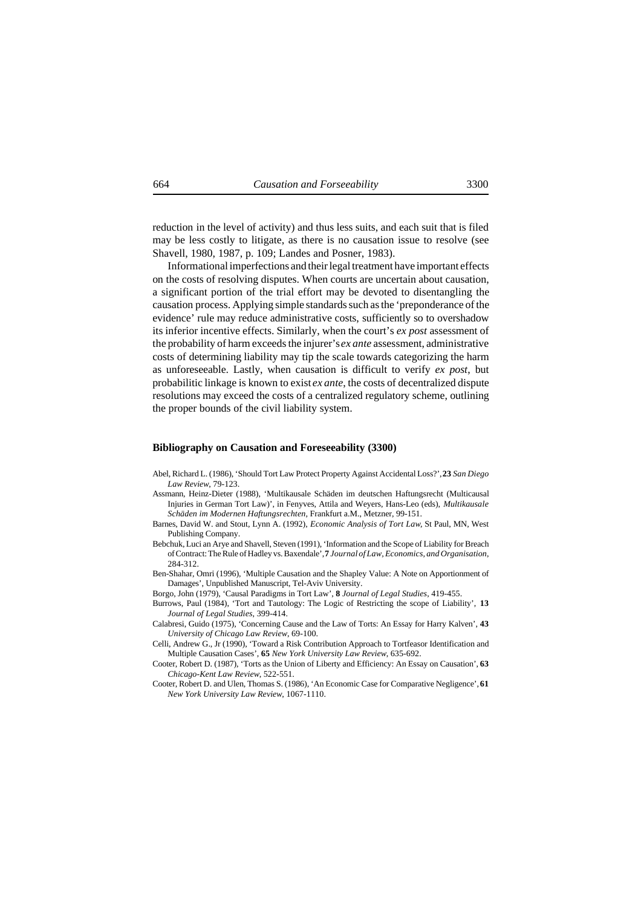reduction in the level of activity) and thus less suits, and each suit that is filed may be less costly to litigate, as there is no causation issue to resolve (see Shavell, 1980, 1987, p. 109; Landes and Posner, 1983).

Informational imperfections and their legal treatment have important effects on the costs of resolving disputes. When courts are uncertain about causation, a significant portion of the trial effort may be devoted to disentangling the causation process. Applying simple standards such as the 'preponderance of the evidence' rule may reduce administrative costs, sufficiently so to overshadow its inferior incentive effects. Similarly, when the court's *ex post* assessment of the probability of harm exceeds the injurer's *ex ante* assessment, administrative costs of determining liability may tip the scale towards categorizing the harm as unforeseeable. Lastly, when causation is difficult to verify *ex post*, but probabilitic linkage is known to exist *ex ante*, the costs of decentralized dispute resolutions may exceed the costs of a centralized regulatory scheme, outlining the proper bounds of the civil liability system.

## Bibliography on Causation and Foreseeability (3300)

Abel, Richard L. (1986), 'Should Tort Law Protect Property Against Accidental Loss?', **23** *San Diego Law Review*, 79-123.

Assmann, Heinz-Dieter (1988), 'Multikausale Schäden im deutschen Haftungsrecht (Multicausal Injuries in German Tort Law)', in Fenyves, Attila and Weyers, Hans-Leo (eds), *Multikausale Schäden im Modernen Haftungsrechten*, Frankfurt a.M., Metzner, 99-151.

Barnes, David W. and Stout, Lynn A. (1992), *Economic Analysis of Tort Law*, St Paul, MN, West Publishing Company.

Bebchuk, Luci an Arye and Shavell, Steven (1991), 'Information and the Scope of Liability for Breach of Contract: The Rule of Hadley vs. Baxendale', **7** *Journal of Law, Economics, and Organisation*, 284-312.

Ben-Shahar, Omri (1996), 'Multiple Causation and the Shapley Value: A Note on Apportionment of Damages', Unpublished Manuscript, Tel-Aviv University.

Borgo, John (1979), 'Causal Paradigms in Tort Law', **8** *Journal of Legal Studies*, 419-455.

Burrows, Paul (1984), 'Tort and Tautology: The Logic of Restricting the scope of Liability', **13** *Journal of Legal Studies*, 399-414.

Calabresi, Guido (1975), 'Concerning Cause and the Law of Torts: An Essay for Harry Kalven', **43** *University of Chicago Law Review*, 69-100.

Celli, Andrew G., Jr (1990), 'Toward a Risk Contribution Approach to Tortfeasor Identification and Multiple Causation Cases', **65** *New York University Law Review*, 635-692.

Cooter, Robert D. (1987), 'Torts as the Union of Liberty and Efficiency: An Essay on Causation', **63** *Chicago-Kent Law Review*, 522-551.

Cooter, Robert D. and Ulen, Thomas S. (1986), 'An Economic Case for Comparative Negligence', **61** *New York University Law Review*, 1067-1110.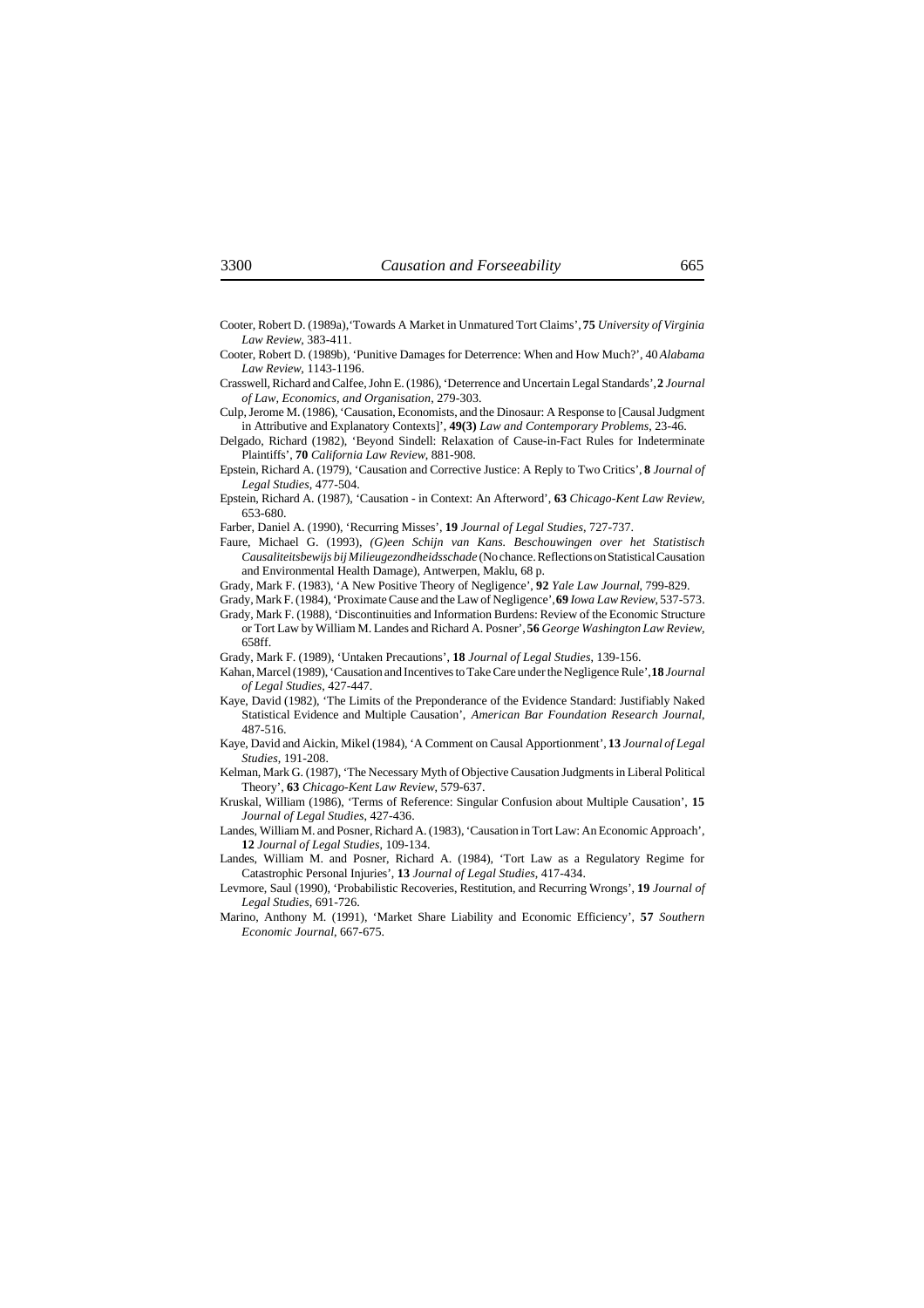Cooter, Robert D. (1989a), 'Towards A Market in Unmatured Tort Claims', **75** *University of Virginia Law Review*, 383-411.

Cooter, Robert D. (1989b), 'Punitive Damages for Deterrence: When and How Much?', 40 *Alabama Law Review*, 1143-1196.

Crasswell, Richard and Calfee, John E. (1986), 'Deterrence and Uncertain Legal Standards', **2** *Journal of Law, Economics, and Organisation*, 279-303.

Culp, Jerome M. (1986), 'Causation, Economists, and the Dinosaur: A Response to [Causal Judgment in Attributive and Explanatory Contexts]', **49(3)** *Law and Contemporary Problems*, 23-46.

Delgado, Richard (1982), 'Beyond Sindell: Relaxation of Cause-in-Fact Rules for Indeterminate Plaintiffs', **70** *California Law Review*, 881-908.

Epstein, Richard A. (1979), 'Causation and Corrective Justice: A Reply to Two Critics', **8** *Journal of Legal Studies*, 477-504.

Epstein, Richard A. (1987), 'Causation - in Context: An Afterword', **63** *Chicago-Kent Law Review*, 653-680.

Farber, Daniel A. (1990), 'Recurring Misses', **19** *Journal of Legal Studies*, 727-737.

Faure, Michael G. (1993), *(G)een Schijn van Kans. Beschouwingen over het Statistisch Causaliteitsbewijs bij Milieugezondheidsschade* (No chance. Reflections on Statistical Causation and Environmental Health Damage), Antwerpen, Maklu, 68 p.

Grady, Mark F. (1983), 'A New Positive Theory of Negligence', **92** *Yale Law Journal*, 799-829.

Grady, Mark F. (1984), 'Proximate Cause and the Law of Negligence', **69** *Iowa Law Review*, 537-573.

Grady, Mark F. (1988), 'Discontinuities and Information Burdens: Review of the Economic Structure or Tort Law by William M. Landes and Richard A. Posner', **56** *George Washington Law Review*, 658ff.

Grady, Mark F. (1989), 'Untaken Precautions', **18** *Journal of Legal Studies*, 139-156.

Kahan, Marcel (1989), 'Causation and Incentives to Take Care under the Negligence Rule', **18** *Journal of Legal Studies*, 427-447.

Kaye, David (1982), 'The Limits of the Preponderance of the Evidence Standard: Justifiably Naked Statistical Evidence and Multiple Causation', *American Bar Foundation Research Journal*, 487-516.

Kaye, David and Aickin, Mikel (1984), 'A Comment on Causal Apportionment', **13** *Journal of Legal Studies*, 191-208.

Kelman, Mark G. (1987), 'The Necessary Myth of Objective Causation Judgments in Liberal Political Theory', **63** *Chicago-Kent Law Review*, 579-637.

Kruskal, William (1986), 'Terms of Reference: Singular Confusion about Multiple Causation', **15** *Journal of Legal Studies*, 427-436.

Landes, William M. and Posner, Richard A. (1983), 'Causation in Tort Law: An Economic Approach', **12** *Journal of Legal Studies*, 109-134.

Landes, William M. and Posner, Richard A. (1984), 'Tort Law as a Regulatory Regime for Catastrophic Personal Injuries', **13** *Journal of Legal Studies*, 417-434.

Levmore, Saul (1990), 'Probabilistic Recoveries, Restitution, and Recurring Wrongs', **19** *Journal of Legal Studies*, 691-726.

Marino, Anthony M. (1991), 'Market Share Liability and Economic Efficiency', **57** *Southern Economic Journal*, 667-675.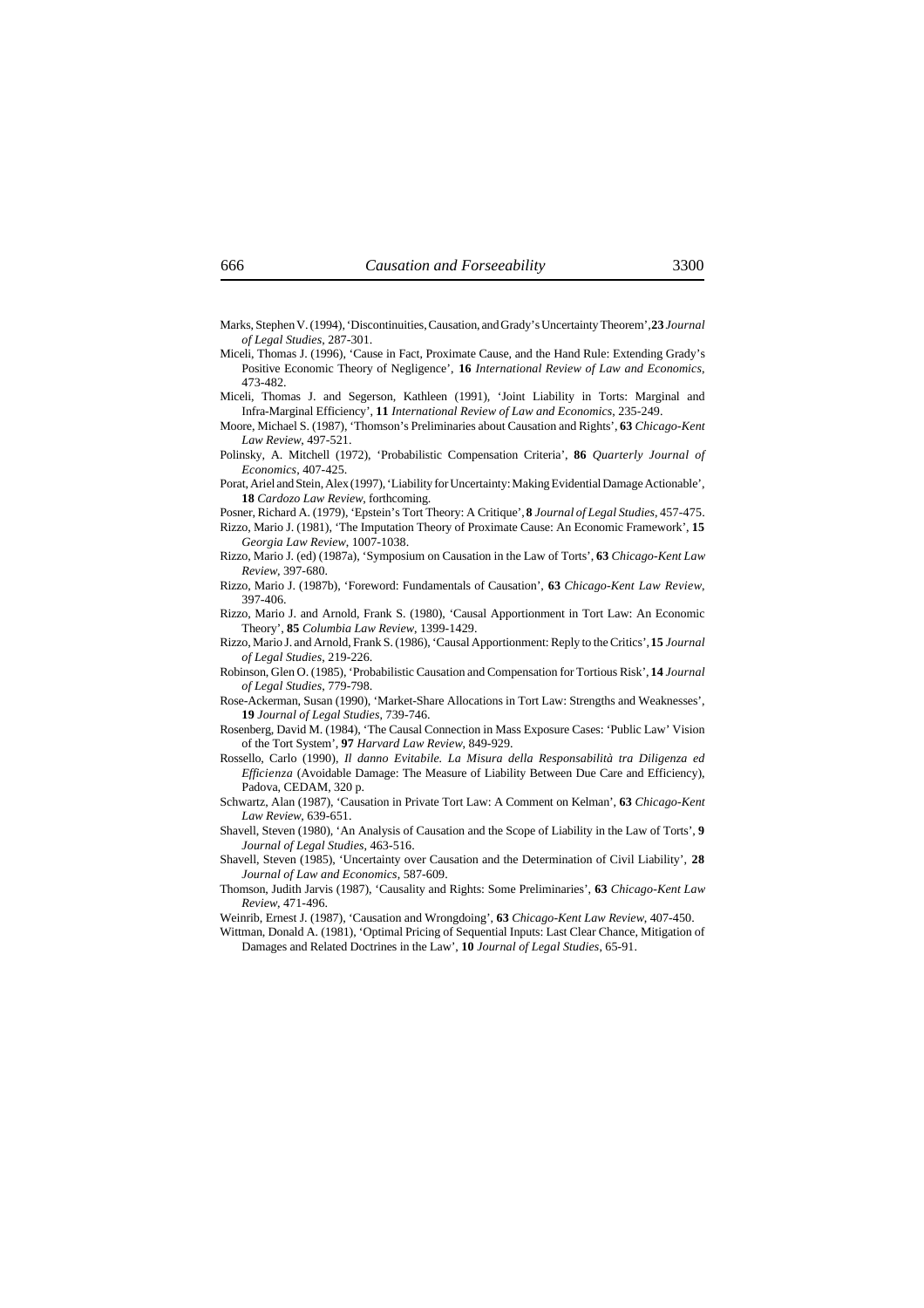Marks, Stephen V. (1994), 'Discontinuities, Causation, and Grady's Uncertainty Theorem', **23** *Journal of Legal Studies*, 287-301.

Miceli, Thomas J. (1996), 'Cause in Fact, Proximate Cause, and the Hand Rule: Extending Grady's Positive Economic Theory of Negligence', **16** *International Review of Law and Economics*, 473-482.

Miceli, Thomas J. and Segerson, Kathleen (1991), 'Joint Liability in Torts: Marginal and Infra-Marginal Efficiency', **11** *International Review of Law and Economics*, 235-249.

Moore, Michael S. (1987), 'Thomson's Preliminaries about Causation and Rights', **63** *Chicago-Kent Law Review*, 497-521.

Polinsky, A. Mitchell (1972), 'Probabilistic Compensation Criteria', **86** *Quarterly Journal of Economics*, 407-425.

Porat, Ariel and Stein, Alex (1997), 'Liability for Uncertainty: Making Evidential Damage Actionable', **18** *Cardozo Law Review*, forthcoming.

Posner, Richard A. (1979), 'Epstein's Tort Theory: A Critique', **8** *Journal of Legal Studies*, 457-475.

Rizzo, Mario J. (1981), 'The Imputation Theory of Proximate Cause: An Economic Framework', **15** *Georgia Law Review*, 1007-1038.

Rizzo, Mario J. (ed) (1987a), 'Symposium on Causation in the Law of Torts', **63** *Chicago-Kent Law Review*, 397-680.

Rizzo, Mario J. (1987b), 'Foreword: Fundamentals of Causation', **63** *Chicago-Kent Law Review*, 397-406.

Rizzo, Mario J. and Arnold, Frank S. (1980), 'Causal Apportionment in Tort Law: An Economic Theory', **85** *Columbia Law Review*, 1399-1429.

Rizzo, Mario J. and Arnold, Frank S. (1986), 'Causal Apportionment: Reply to the Critics', **15** *Journal of Legal Studies*, 219-226.

Robinson, Glen O. (1985), 'Probabilistic Causation and Compensation for Tortious Risk', **14** *Journal of Legal Studies*, 779-798.

Rose-Ackerman, Susan (1990), 'Market-Share Allocations in Tort Law: Strengths and Weaknesses', **19** *Journal of Legal Studies*, 739-746.

Rosenberg, David M. (1984), 'The Causal Connection in Mass Exposure Cases: 'Public Law' Vision of the Tort System', **97** *Harvard Law Review*, 849-929.

Rossello, Carlo (1990), *Il danno Evitabile. La Misura della Responsabilità tra Diligenza ed Efficienza* (Avoidable Damage: The Measure of Liability Between Due Care and Efficiency), Padova, CEDAM, 320 p.

Schwartz, Alan (1987), 'Causation in Private Tort Law: A Comment on Kelman', **63** *Chicago-Kent Law Review*, 639-651.

Shavell, Steven (1980), 'An Analysis of Causation and the Scope of Liability in the Law of Torts', **9** *Journal of Legal Studies*, 463-516.

Shavell, Steven (1985), 'Uncertainty over Causation and the Determination of Civil Liability', **28** *Journal of Law and Economics*, 587-609.

Thomson, Judith Jarvis (1987), 'Causality and Rights: Some Preliminaries', **63** *Chicago-Kent Law Review*, 471-496.

Weinrib, Ernest J. (1987), 'Causation and Wrongdoing', **63** *Chicago-Kent Law Review*, 407-450.

Wittman, Donald A. (1981), 'Optimal Pricing of Sequential Inputs: Last Clear Chance, Mitigation of Damages and Related Doctrines in the Law', **10** *Journal of Legal Studies*, 65-91.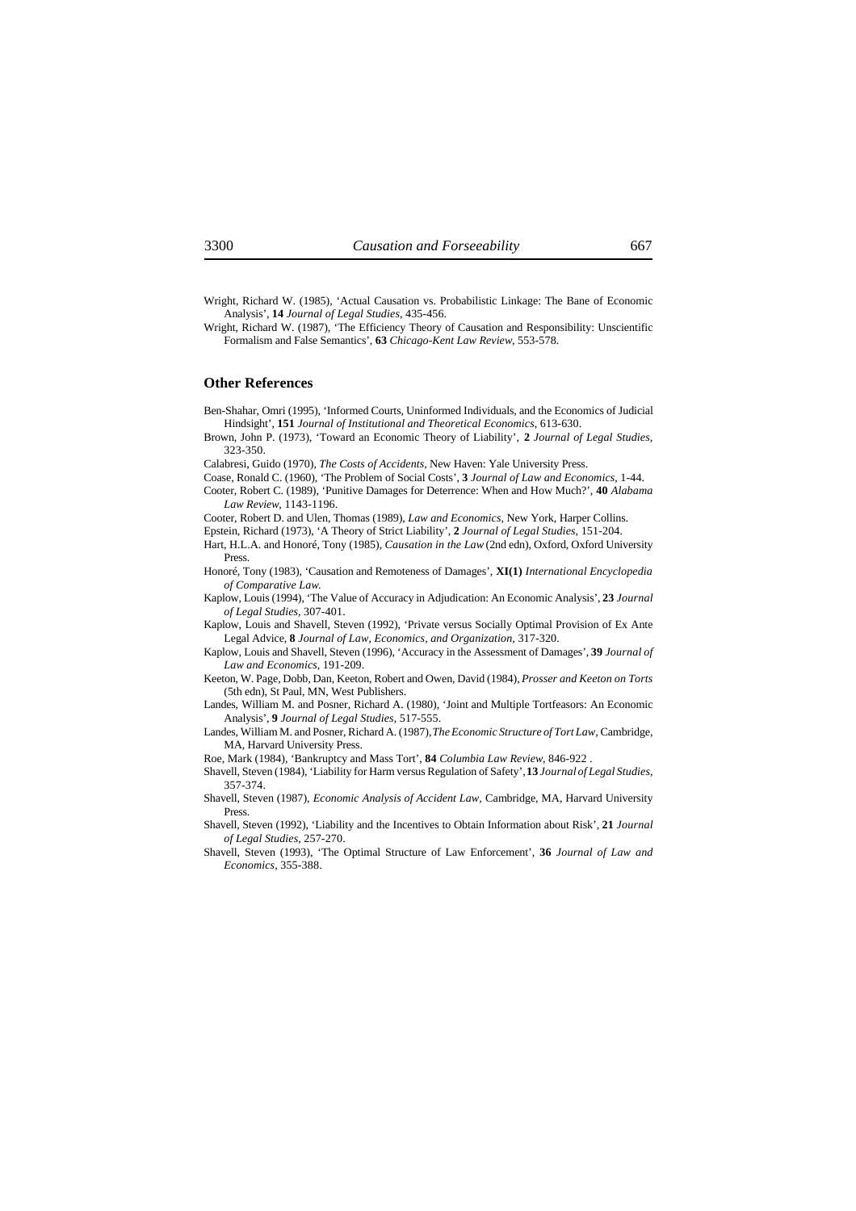Wright, Richard W. (1985), 'Actual Causation vs. Probabilistic Linkage: The Bane of Economic Analysis', **14** *Journal of Legal Studies*, 435-456.

Wright, Richard W. (1987), 'The Efficiency Theory of Causation and Responsibility: Unscientific Formalism and False Semantics', **63** *Chicago-Kent Law Review*, 553-578.

## Other References

Ben-Shahar, Omri (1995), 'Informed Courts, Uninformed Individuals, and the Economics of Judicial Hindsight', **151** *Journal of Institutional and Theoretical Economics*, 613-630.

Brown, John P. (1973), 'Toward an Economic Theory of Liability', **2** *Journal of Legal Studies*, 323-350.

Calabresi, Guido (1970), *The Costs of Accidents*, New Haven: Yale University Press.

Coase, Ronald C. (1960), 'The Problem of Social Costs', **3** *Journal of Law and Economics*, 1-44.

Cooter, Robert C. (1989), 'Punitive Damages for Deterrence: When and How Much?', **40** *Alabama Law Review*, 1143-1196.

Cooter, Robert D. and Ulen, Thomas (1989), *Law and Economics*, New York, Harper Collins.

Epstein, Richard (1973), 'A Theory of Strict Liability', **2** *Journal of Legal Studies*, 151-204.

Hart, H.L.A. and Honoré, Tony (1985), *Causation in the Law* (2nd edn), Oxford, Oxford University Press.

Honoré, Tony (1983), 'Causation and Remoteness of Damages', **XI(1)** *International Encyclopedia of Comparative Law.*

Kaplow, Louis (1994), 'The Value of Accuracy in Adjudication: An Economic Analysis', **23** *Journal of Legal Studies*, 307-401.

Kaplow, Louis and Shavell, Steven (1992), 'Private versus Socially Optimal Provision of Ex Ante Legal Advice, **8** *Journal of Law, Economics, and Organization*, 317-320.

Kaplow, Louis and Shavell, Steven (1996), 'Accuracy in the Assessment of Damages', **39** *Journal of Law and Economics*, 191-209.

Keeton, W. Page, Dobb, Dan, Keeton, Robert and Owen, David (1984), *Prosser and Keeton on Torts* (5th edn), St Paul, MN, West Publishers.

Landes, William M. and Posner, Richard A. (1980), 'Joint and Multiple Tortfeasors: An Economic Analysis', **9** *Journal of Legal Studies*, 517-555.

Landes, William M. and Posner, Richard A. (1987), *The Economic Structure of Tort Law*, Cambridge, MA, Harvard University Press.

Roe, Mark (1984), 'Bankruptcy and Mass Tort', **84** *Columbia Law Review*, 846-922 .

Shavell, Steven (1984), 'Liability for Harm versus Regulation of Safety', **13** *Journal of Legal Studies*, 357-374.

Shavell, Steven (1987), *Economic Analysis of Accident Law*, Cambridge, MA, Harvard University Press.

Shavell, Steven (1992), 'Liability and the Incentives to Obtain Information about Risk', **21** *Journal of Legal Studies*, 257-270.

Shavell, Steven (1993), 'The Optimal Structure of Law Enforcement', **36** *Journal of Law and Economics*, 355-388.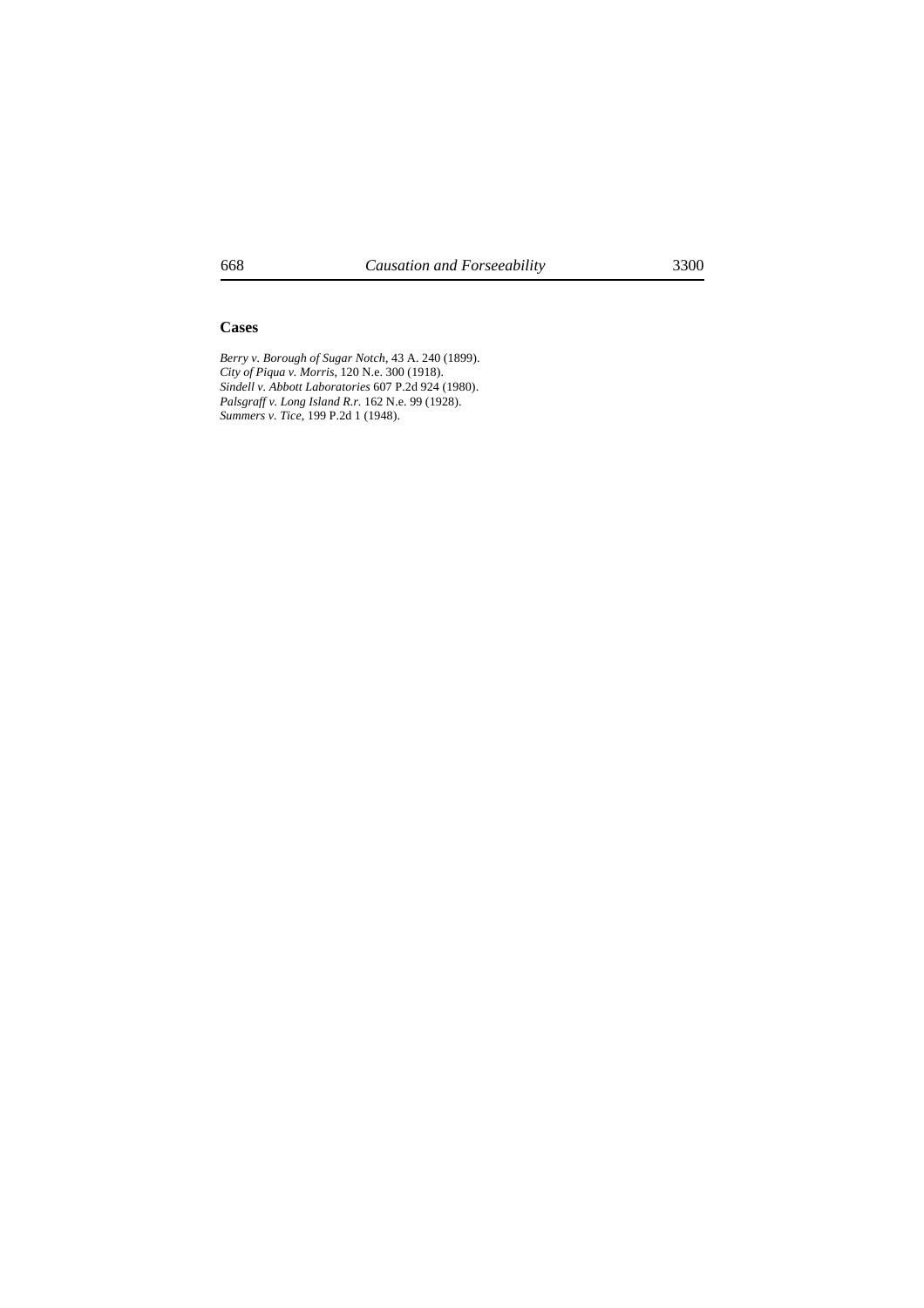## Cases

*Berry v. Borough of Sugar Notch*, 43 A. 240 (1899).
*City of Piqua v. Morris*, 120 N.e. 300 (1918).
*Sindell v. Abbott Laboratories* 607 P.2d 924 (1980).
*Palsgraff v. Long Island R.r.* 162 N.e. 99 (1928).
*Summers v. Tice*, 199 P.2d 1 (1948).